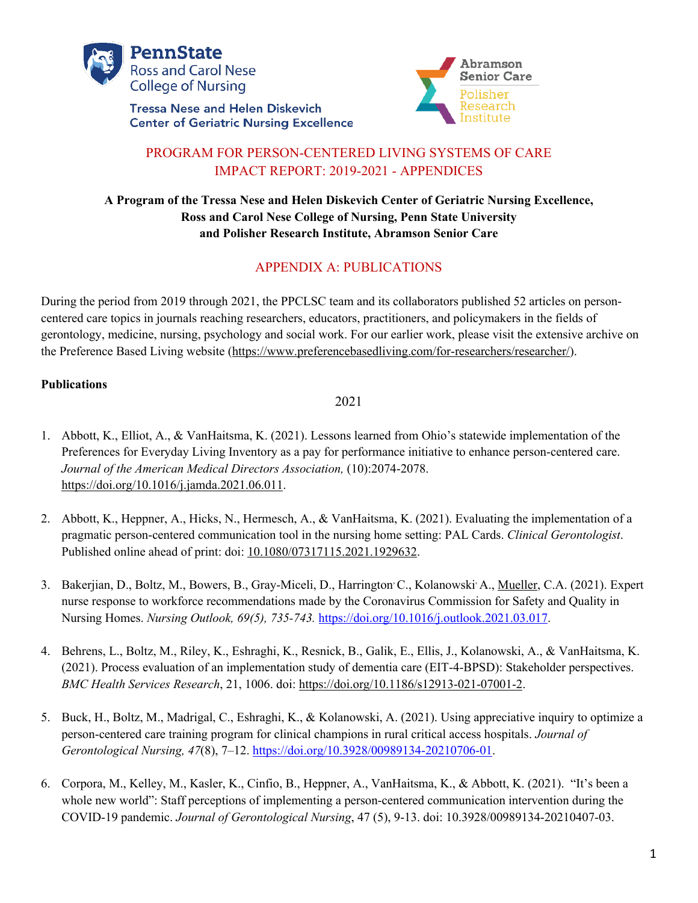PennState
Ross and Carol Nese College of Nursing

Tressa Nese and Helen Diskevich Center of Geriatric Nursing Excellence

Abramson Senior Care
Polisher Research Institute

# PROGRAM FOR PERSON-CENTERED LIVING SYSTEMS OF CARE IMPACT REPORT: 2019-2021 - APPENDICES

**A Program of the Tressa Nese and Helen Diskevich Center of Geriatric Nursing Excellence, Ross and Carol Nese College of Nursing, Penn State University and Polisher Research Institute, Abramson Senior Care**

## APPENDIX A: PUBLICATIONS

During the period from 2019 through 2021, the PPCLSC team and its collaborators published 52 articles on person-centered care topics in journals reaching researchers, educators, practitioners, and policymakers in the fields of gerontology, medicine, nursing, psychology and social work. For our earlier work, please visit the extensive archive on the Preference Based Living website (https://www.preferencebasedliving.com/for-researchers/researcher/).

**Publications**

2021

1. Abbott, K., Elliot, A., & VanHaitsma, K. (2021). Lessons learned from Ohio's statewide implementation of the Preferences for Everyday Living Inventory as a pay for performance initiative to enhance person-centered care. *Journal of the American Medical Directors Association,* (10):2074-2078. https://doi.org/10.1016/j.jamda.2021.06.011.

2. Abbott, K., Heppner, A., Hicks, N., Hermesch, A., & VanHaitsma, K. (2021). Evaluating the implementation of a pragmatic person-centered communication tool in the nursing home setting: PAL Cards. *Clinical Gerontologist*. Published online ahead of print: doi: 10.1080/07317115.2021.1929632.

3. Bakerjian, D., Boltz, M., Bowers, B., Gray-Miceli, D., Harrington, C., Kolanowski, A., Mueller, C.A. (2021). Expert nurse response to workforce recommendations made by the Coronavirus Commission for Safety and Quality in Nursing Homes. *Nursing Outlook, 69(5), 735-743.* https://doi.org/10.1016/j.outlook.2021.03.017.

4. Behrens, L., Boltz, M., Riley, K., Eshraghi, K., Resnick, B., Galik, E., Ellis, J., Kolanowski, A., & VanHaitsma, K. (2021). Process evaluation of an implementation study of dementia care (EIT-4-BPSD): Stakeholder perspectives. *BMC Health Services Research*, 21, 1006. doi: https://doi.org/10.1186/s12913-021-07001-2.

5. Buck, H., Boltz, M., Madrigal, C., Eshraghi, K., & Kolanowski, A. (2021). Using appreciative inquiry to optimize a person-centered care training program for clinical champions in rural critical access hospitals. *Journal of Gerontological Nursing, 47*(8), 7–12. https://doi.org/10.3928/00989134-20210706-01.

6. Corpora, M., Kelley, M., Kasler, K., Cinfio, B., Heppner, A., VanHaitsma, K., & Abbott, K. (2021). "It's been a whole new world": Staff perceptions of implementing a person-centered communication intervention during the COVID-19 pandemic. *Journal of Gerontological Nursing*, 47 (5), 9-13. doi: 10.3928/00989134-20210407-03.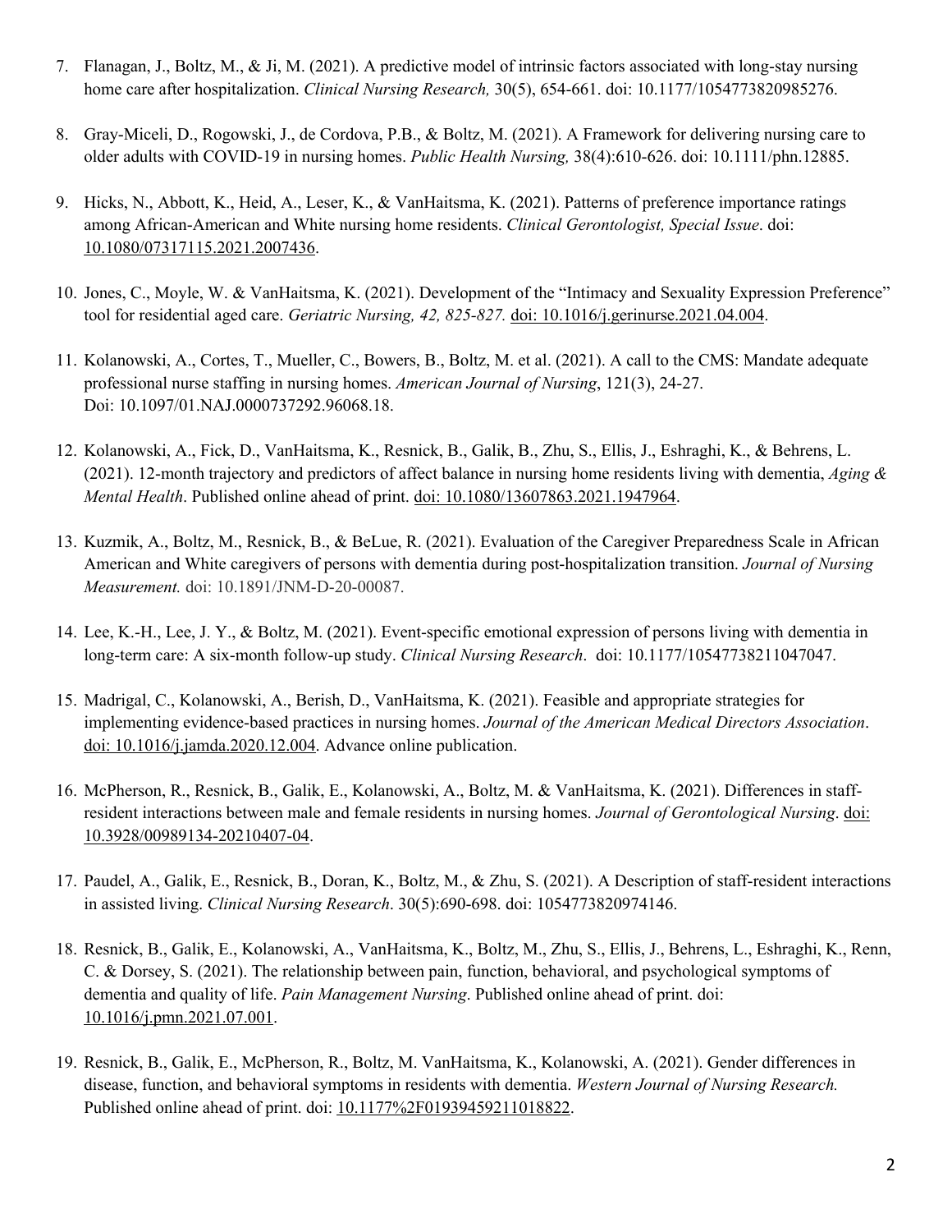7. Flanagan, J., Boltz, M., & Ji, M. (2021). A predictive model of intrinsic factors associated with long-stay nursing home care after hospitalization. *Clinical Nursing Research,* 30(5), 654-661. doi: 10.1177/1054773820985276.

8. Gray-Miceli, D., Rogowski, J., de Cordova, P.B., & Boltz, M. (2021). A Framework for delivering nursing care to older adults with COVID-19 in nursing homes. *Public Health Nursing,* 38(4):610-626. doi: 10.1111/phn.12885.

9. Hicks, N., Abbott, K., Heid, A., Leser, K., & VanHaitsma, K. (2021). Patterns of preference importance ratings among African-American and White nursing home residents. *Clinical Gerontologist, Special Issue*. doi: 10.1080/07317115.2021.2007436.

10. Jones, C., Moyle, W. & VanHaitsma, K. (2021). Development of the "Intimacy and Sexuality Expression Preference" tool for residential aged care. *Geriatric Nursing, 42, 825-827.* doi: 10.1016/j.gerinurse.2021.04.004.

11. Kolanowski, A., Cortes, T., Mueller, C., Bowers, B., Boltz, M. et al. (2021). A call to the CMS: Mandate adequate professional nurse staffing in nursing homes. *American Journal of Nursing*, 121(3), 24-27. Doi: 10.1097/01.NAJ.0000737292.96068.18.

12. Kolanowski, A., Fick, D., VanHaitsma, K., Resnick, B., Galik, B., Zhu, S., Ellis, J., Eshraghi, K., & Behrens, L. (2021). 12-month trajectory and predictors of affect balance in nursing home residents living with dementia, *Aging & Mental Health*. Published online ahead of print. doi: 10.1080/13607863.2021.1947964.

13. Kuzmik, A., Boltz, M., Resnick, B., & BeLue, R. (2021). Evaluation of the Caregiver Preparedness Scale in African American and White caregivers of persons with dementia during post-hospitalization transition. *Journal of Nursing Measurement.* doi: 10.1891/JNM-D-20-00087.

14. Lee, K.-H., Lee, J. Y., & Boltz, M. (2021). Event-specific emotional expression of persons living with dementia in long-term care: A six-month follow-up study. *Clinical Nursing Research*. doi: 10.1177/10547738211047047.

15. Madrigal, C., Kolanowski, A., Berish, D., VanHaitsma, K. (2021). Feasible and appropriate strategies for implementing evidence-based practices in nursing homes. *Journal of the American Medical Directors Association*. doi: 10.1016/j.jamda.2020.12.004. Advance online publication.

16. McPherson, R., Resnick, B., Galik, E., Kolanowski, A., Boltz, M. & VanHaitsma, K. (2021). Differences in staff-resident interactions between male and female residents in nursing homes. *Journal of Gerontological Nursing*. doi: 10.3928/00989134-20210407-04.

17. Paudel, A., Galik, E., Resnick, B., Doran, K., Boltz, M., & Zhu, S. (2021). A Description of staff-resident interactions in assisted living. *Clinical Nursing Research*. 30(5):690-698. doi: 1054773820974146.

18. Resnick, B., Galik, E., Kolanowski, A., VanHaitsma, K., Boltz, M., Zhu, S., Ellis, J., Behrens, L., Eshraghi, K., Renn, C. & Dorsey, S. (2021). The relationship between pain, function, behavioral, and psychological symptoms of dementia and quality of life. *Pain Management Nursing*. Published online ahead of print. doi: 10.1016/j.pmn.2021.07.001.

19. Resnick, B., Galik, E., McPherson, R., Boltz, M. VanHaitsma, K., Kolanowski, A. (2021). Gender differences in disease, function, and behavioral symptoms in residents with dementia. *Western Journal of Nursing Research.* Published online ahead of print. doi: 10.1177%2F01939459211018822.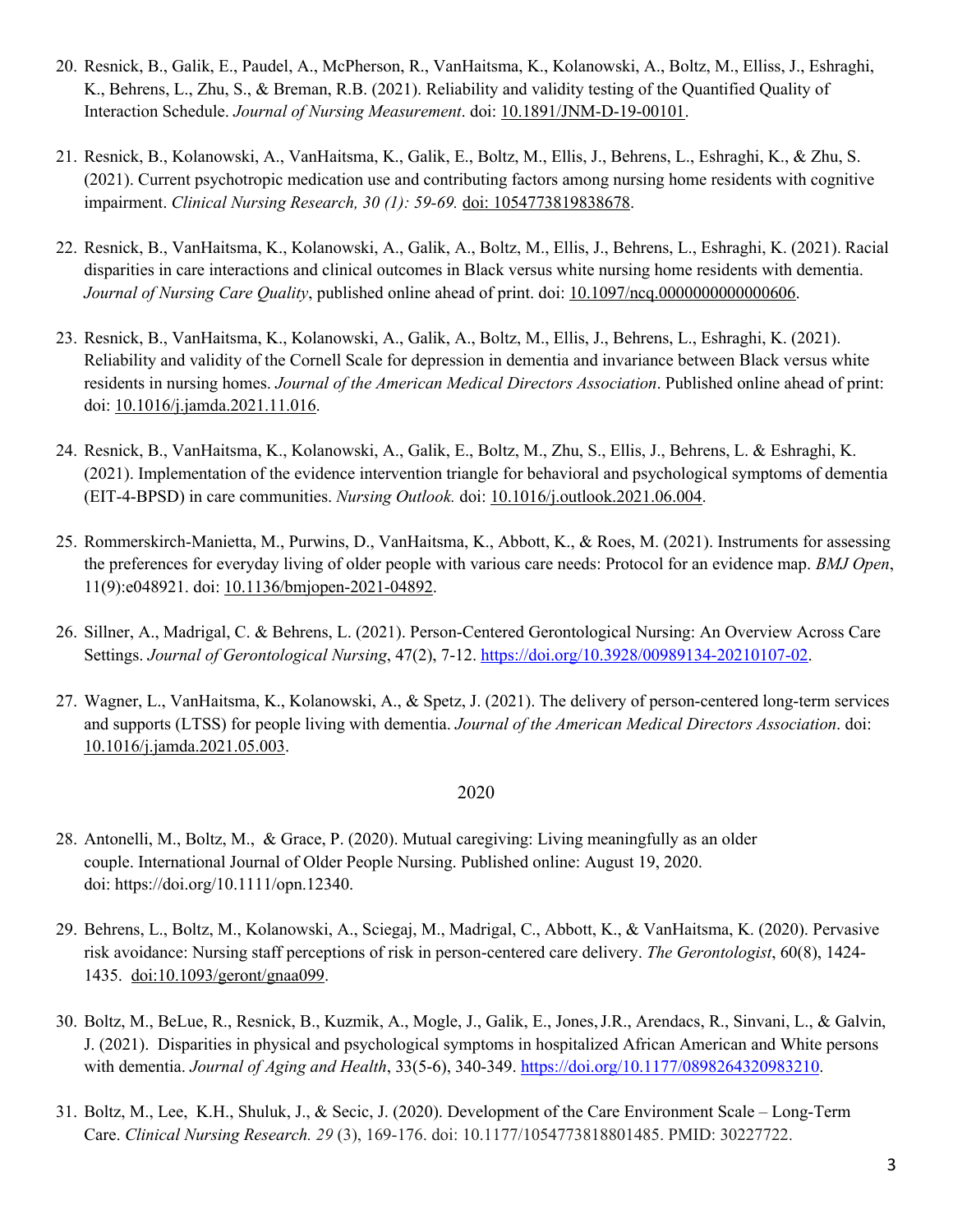20. Resnick, B., Galik, E., Paudel, A., McPherson, R., VanHaitsma, K., Kolanowski, A., Boltz, M., Elliss, J., Eshraghi, K., Behrens, L., Zhu, S., & Breman, R.B. (2021). Reliability and validity testing of the Quantified Quality of Interaction Schedule. *Journal of Nursing Measurement*. doi: 10.1891/JNM-D-19-00101.

21. Resnick, B., Kolanowski, A., VanHaitsma, K., Galik, E., Boltz, M., Ellis, J., Behrens, L., Eshraghi, K., & Zhu, S. (2021). Current psychotropic medication use and contributing factors among nursing home residents with cognitive impairment. *Clinical Nursing Research, 30 (1): 59-69.* doi: 1054773819838678.

22. Resnick, B., VanHaitsma, K., Kolanowski, A., Galik, A., Boltz, M., Ellis, J., Behrens, L., Eshraghi, K. (2021). Racial disparities in care interactions and clinical outcomes in Black versus white nursing home residents with dementia. *Journal of Nursing Care Quality*, published online ahead of print. doi: 10.1097/ncq.0000000000000606.

23. Resnick, B., VanHaitsma, K., Kolanowski, A., Galik, A., Boltz, M., Ellis, J., Behrens, L., Eshraghi, K. (2021). Reliability and validity of the Cornell Scale for depression in dementia and invariance between Black versus white residents in nursing homes. *Journal of the American Medical Directors Association*. Published online ahead of print: doi: 10.1016/j.jamda.2021.11.016.

24. Resnick, B., VanHaitsma, K., Kolanowski, A., Galik, E., Boltz, M., Zhu, S., Ellis, J., Behrens, L. & Eshraghi, K. (2021). Implementation of the evidence intervention triangle for behavioral and psychological symptoms of dementia (EIT-4-BPSD) in care communities. *Nursing Outlook.* doi: 10.1016/j.outlook.2021.06.004.

25. Rommerskirch-Manietta, M., Purwins, D., VanHaitsma, K., Abbott, K., & Roes, M. (2021). Instruments for assessing the preferences for everyday living of older people with various care needs: Protocol for an evidence map. *BMJ Open*, 11(9):e048921. doi: 10.1136/bmjopen-2021-04892.

26. Sillner, A., Madrigal, C. & Behrens, L. (2021). Person-Centered Gerontological Nursing: An Overview Across Care Settings. *Journal of Gerontological Nursing*, 47(2), 7-12. https://doi.org/10.3928/00989134-20210107-02.

27. Wagner, L., VanHaitsma, K., Kolanowski, A., & Spetz, J. (2021). The delivery of person-centered long-term services and supports (LTSS) for people living with dementia. *Journal of the American Medical Directors Association*. doi: 10.1016/j.jamda.2021.05.003.

## 2020

28. Antonelli, M., Boltz, M., & Grace, P. (2020). Mutual caregiving: Living meaningfully as an older couple. International Journal of Older People Nursing. Published online: August 19, 2020. doi: https://doi.org/10.1111/opn.12340.

29. Behrens, L., Boltz, M., Kolanowski, A., Sciegaj, M., Madrigal, C., Abbott, K., & VanHaitsma, K. (2020). Pervasive risk avoidance: Nursing staff perceptions of risk in person-centered care delivery. *The Gerontologist*, 60(8), 1424-1435. doi:10.1093/geront/gnaa099.

30. Boltz, M., BeLue, R., Resnick, B., Kuzmik, A., Mogle, J., Galik, E., Jones, J.R., Arendacs, R., Sinvani, L., & Galvin, J. (2021). Disparities in physical and psychological symptoms in hospitalized African American and White persons with dementia. *Journal of Aging and Health*, 33(5-6), 340-349. https://doi.org/10.1177/0898264320983210.

31. Boltz, M., Lee, K.H., Shuluk, J., & Secic, J. (2020). Development of the Care Environment Scale – Long-Term Care. *Clinical Nursing Research. 29* (3), 169-176. doi: 10.1177/1054773818801485. PMID: 30227722.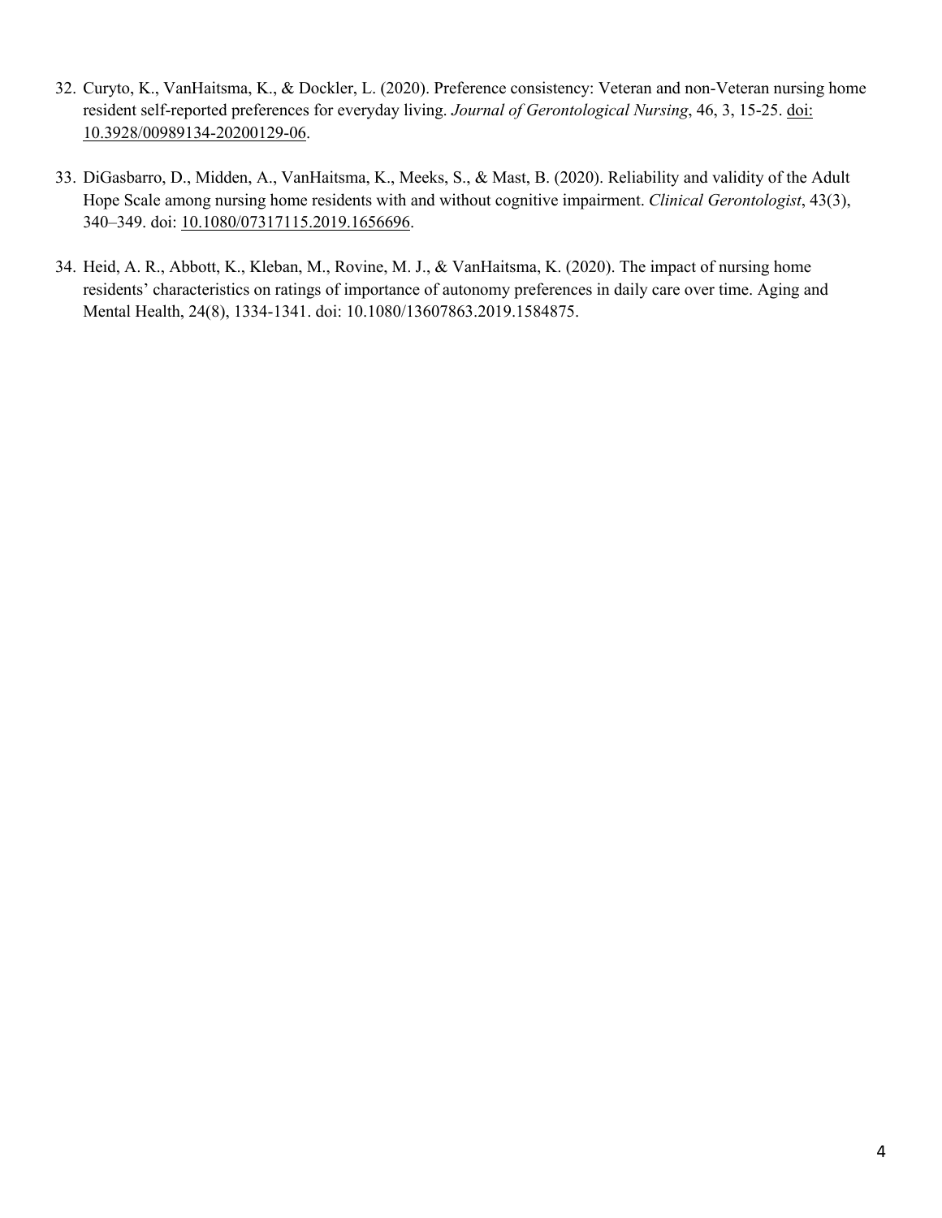32. Curyto, K., VanHaitsma, K., & Dockler, L. (2020). Preference consistency: Veteran and non-Veteran nursing home resident self-reported preferences for everyday living. *Journal of Gerontological Nursing*, 46, 3, 15-25. doi: 10.3928/00989134-20200129-06.

33. DiGasbarro, D., Midden, A., VanHaitsma, K., Meeks, S., & Mast, B. (2020). Reliability and validity of the Adult Hope Scale among nursing home residents with and without cognitive impairment. *Clinical Gerontologist*, 43(3), 340–349. doi: 10.1080/07317115.2019.1656696.

34. Heid, A. R., Abbott, K., Kleban, M., Rovine, M. J., & VanHaitsma, K. (2020). The impact of nursing home residents' characteristics on ratings of importance of autonomy preferences in daily care over time. Aging and Mental Health, 24(8), 1334-1341. doi: 10.1080/13607863.2019.1584875.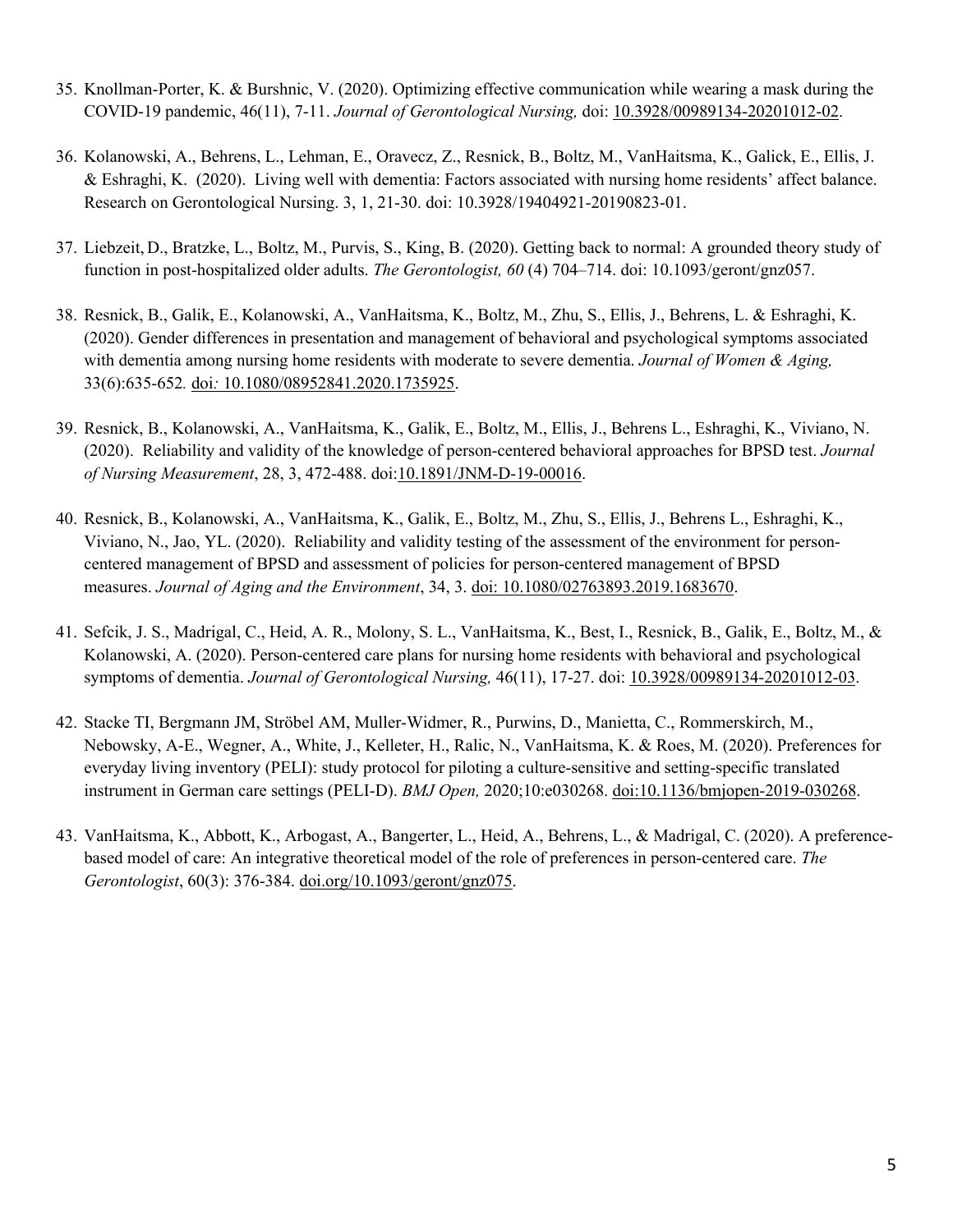35. Knollman-Porter, K. & Burshnic, V. (2020). Optimizing effective communication while wearing a mask during the COVID-19 pandemic, 46(11), 7-11. *Journal of Gerontological Nursing,* doi: 10.3928/00989134-20201012-02.

36. Kolanowski, A., Behrens, L., Lehman, E., Oravecz, Z., Resnick, B., Boltz, M., VanHaitsma, K., Galick, E., Ellis, J. & Eshraghi, K. (2020). Living well with dementia: Factors associated with nursing home residents' affect balance. Research on Gerontological Nursing. 3, 1, 21-30. doi: 10.3928/19404921-20190823-01.

37. Liebzeit, D., Bratzke, L., Boltz, M., Purvis, S., King, B. (2020). Getting back to normal: A grounded theory study of function in post-hospitalized older adults. *The Gerontologist, 60* (4) 704–714. doi: 10.1093/geront/gnz057.

38. Resnick, B., Galik, E., Kolanowski, A., VanHaitsma, K., Boltz, M., Zhu, S., Ellis, J., Behrens, L. & Eshraghi, K. (2020). Gender differences in presentation and management of behavioral and psychological symptoms associated with dementia among nursing home residents with moderate to severe dementia. *Journal of Women & Aging,* 33(6):635-652*.* doi*:* 10.1080/08952841.2020.1735925.

39. Resnick, B., Kolanowski, A., VanHaitsma, K., Galik, E., Boltz, M., Ellis, J., Behrens L., Eshraghi, K., Viviano, N. (2020). Reliability and validity of the knowledge of person-centered behavioral approaches for BPSD test. *Journal of Nursing Measurement*, 28, 3, 472-488. doi:10.1891/JNM-D-19-00016.

40. Resnick, B., Kolanowski, A., VanHaitsma, K., Galik, E., Boltz, M., Zhu, S., Ellis, J., Behrens L., Eshraghi, K., Viviano, N., Jao, YL. (2020). Reliability and validity testing of the assessment of the environment for person-centered management of BPSD and assessment of policies for person-centered management of BPSD measures. *Journal of Aging and the Environment*, 34, 3. doi: 10.1080/02763893.2019.1683670.

41. Sefcik, J. S., Madrigal, C., Heid, A. R., Molony, S. L., VanHaitsma, K., Best, I., Resnick, B., Galik, E., Boltz, M., & Kolanowski, A. (2020). Person-centered care plans for nursing home residents with behavioral and psychological symptoms of dementia. *Journal of Gerontological Nursing,* 46(11), 17-27. doi: 10.3928/00989134-20201012-03.

42. Stacke TI, Bergmann JM, Ströbel AM, Muller-Widmer, R., Purwins, D., Manietta, C., Rommerskirch, M., Nebowsky, A-E., Wegner, A., White, J., Kelleter, H., Ralic, N., VanHaitsma, K. & Roes, M. (2020). Preferences for everyday living inventory (PELI): study protocol for piloting a culture-sensitive and setting-specific translated instrument in German care settings (PELI-D). *BMJ Open,* 2020;10:e030268. doi:10.1136/bmjopen-2019-030268.

43. VanHaitsma, K., Abbott, K., Arbogast, A., Bangerter, L., Heid, A., Behrens, L., & Madrigal, C. (2020). A preference-based model of care: An integrative theoretical model of the role of preferences in person-centered care. *The Gerontologist*, 60(3): 376-384. doi.org/10.1093/geront/gnz075.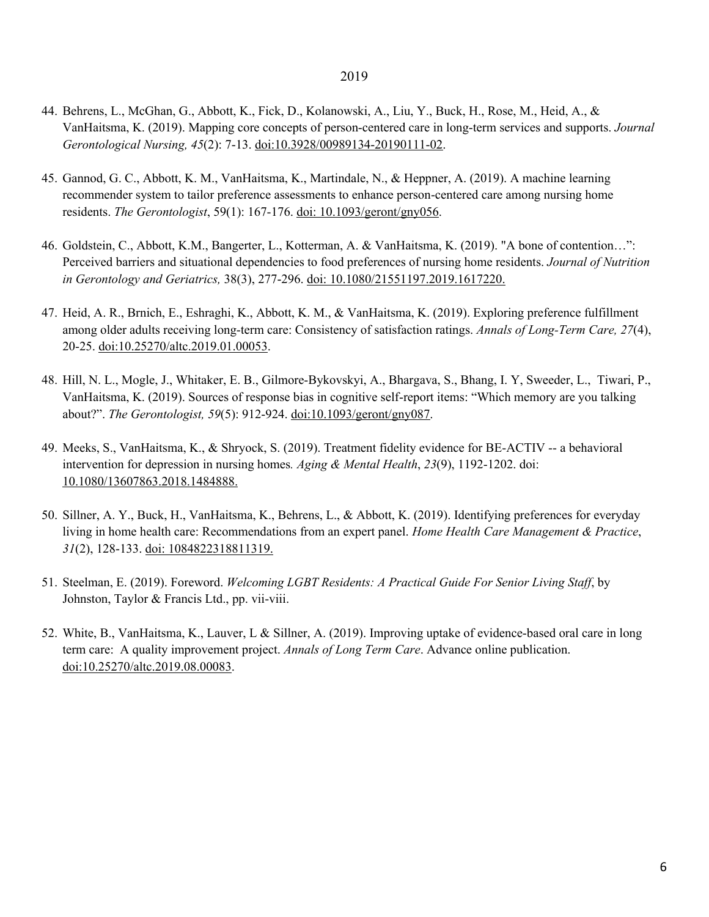## 2019

44. Behrens, L., McGhan, G., Abbott, K., Fick, D., Kolanowski, A., Liu, Y., Buck, H., Rose, M., Heid, A., & VanHaitsma, K. (2019). Mapping core concepts of person-centered care in long-term services and supports. *Journal Gerontological Nursing, 45*(2): 7-13. doi:10.3928/00989134-20190111-02.

45. Gannod, G. C., Abbott, K. M., VanHaitsma, K., Martindale, N., & Heppner, A. (2019). A machine learning recommender system to tailor preference assessments to enhance person-centered care among nursing home residents. *The Gerontologist*, 59(1): 167-176. doi: 10.1093/geront/gny056.

46. Goldstein, C., Abbott, K.M., Bangerter, L., Kotterman, A. & VanHaitsma, K. (2019). "A bone of contention…": Perceived barriers and situational dependencies to food preferences of nursing home residents. *Journal of Nutrition in Gerontology and Geriatrics,* 38(3), 277-296. doi: 10.1080/21551197.2019.1617220.

47. Heid, A. R., Brnich, E., Eshraghi, K., Abbott, K. M., & VanHaitsma, K. (2019). Exploring preference fulfillment among older adults receiving long-term care: Consistency of satisfaction ratings. *Annals of Long-Term Care, 27*(4), 20-25. doi:10.25270/altc.2019.01.00053.

48. Hill, N. L., Mogle, J., Whitaker, E. B., Gilmore-Bykovskyi, A., Bhargava, S., Bhang, I. Y, Sweeder, L., Tiwari, P., VanHaitsma, K. (2019). Sources of response bias in cognitive self-report items: "Which memory are you talking about?". *The Gerontologist, 59*(5): 912-924. doi:10.1093/geront/gny087.

49. Meeks, S., VanHaitsma, K., & Shryock, S. (2019). Treatment fidelity evidence for BE-ACTIV -- a behavioral intervention for depression in nursing homes*. Aging & Mental Health*, *23*(9), 1192-1202. doi: 10.1080/13607863.2018.1484888.

50. Sillner, A. Y., Buck, H., VanHaitsma, K., Behrens, L., & Abbott, K. (2019). Identifying preferences for everyday living in home health care: Recommendations from an expert panel. *Home Health Care Management & Practice*, *31*(2), 128-133. doi: 1084822318811319.

51. Steelman, E. (2019). Foreword. *Welcoming LGBT Residents: A Practical Guide For Senior Living Staff*, by Johnston, Taylor & Francis Ltd., pp. vii-viii.

52. White, B., VanHaitsma, K., Lauver, L & Sillner, A. (2019). Improving uptake of evidence-based oral care in long term care: A quality improvement project. *Annals of Long Term Care*. Advance online publication. doi:10.25270/altc.2019.08.00083.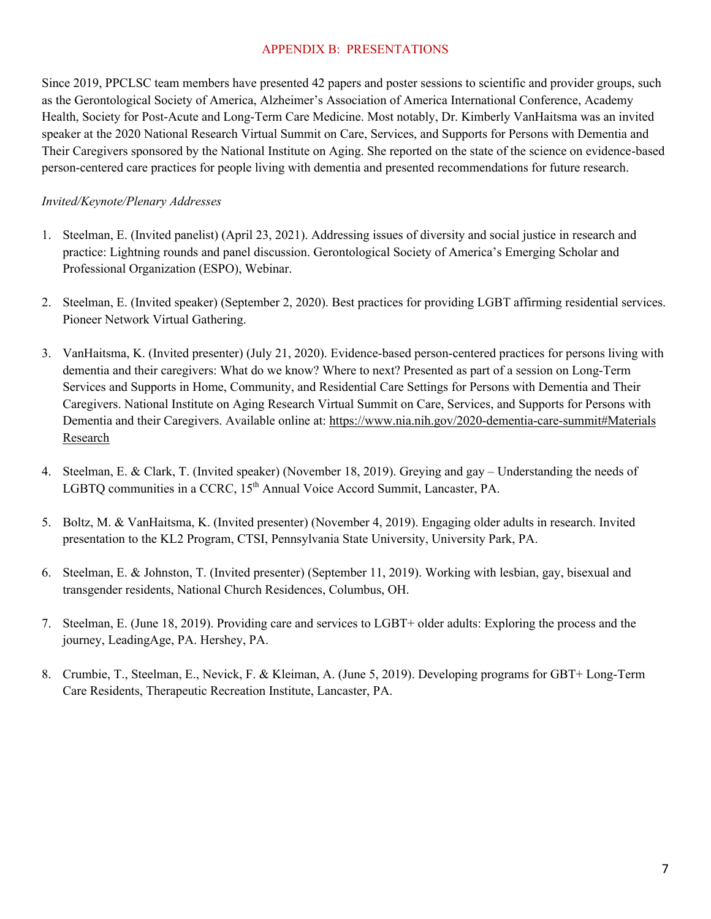## APPENDIX B: PRESENTATIONS

Since 2019, PPCLSC team members have presented 42 papers and poster sessions to scientific and provider groups, such as the Gerontological Society of America, Alzheimer's Association of America International Conference, Academy Health, Society for Post-Acute and Long-Term Care Medicine. Most notably, Dr. Kimberly VanHaitsma was an invited speaker at the 2020 National Research Virtual Summit on Care, Services, and Supports for Persons with Dementia and Their Caregivers sponsored by the National Institute on Aging. She reported on the state of the science on evidence-based person-centered care practices for people living with dementia and presented recommendations for future research.

*Invited/Keynote/Plenary Addresses*

1. Steelman, E. (Invited panelist) (April 23, 2021). Addressing issues of diversity and social justice in research and practice: Lightning rounds and panel discussion. Gerontological Society of America's Emerging Scholar and Professional Organization (ESPO), Webinar.

2. Steelman, E. (Invited speaker) (September 2, 2020). Best practices for providing LGBT affirming residential services. Pioneer Network Virtual Gathering.

3. VanHaitsma, K. (Invited presenter) (July 21, 2020). Evidence-based person-centered practices for persons living with dementia and their caregivers: What do we know? Where to next? Presented as part of a session on Long-Term Services and Supports in Home, Community, and Residential Care Settings for Persons with Dementia and Their Caregivers. National Institute on Aging Research Virtual Summit on Care, Services, and Supports for Persons with Dementia and their Caregivers. Available online at: https://www.nia.nih.gov/2020-dementia-care-summit#Materials Research

4. Steelman, E. & Clark, T. (Invited speaker) (November 18, 2019). Greying and gay – Understanding the needs of LGBTQ communities in a CCRC, 15th Annual Voice Accord Summit, Lancaster, PA.

5. Boltz, M. & VanHaitsma, K. (Invited presenter) (November 4, 2019). Engaging older adults in research. Invited presentation to the KL2 Program, CTSI, Pennsylvania State University, University Park, PA.

6. Steelman, E. & Johnston, T. (Invited presenter) (September 11, 2019). Working with lesbian, gay, bisexual and transgender residents, National Church Residences, Columbus, OH.

7. Steelman, E. (June 18, 2019). Providing care and services to LGBT+ older adults: Exploring the process and the journey, LeadingAge, PA. Hershey, PA.

8. Crumbie, T., Steelman, E., Nevick, F. & Kleiman, A. (June 5, 2019). Developing programs for GBT+ Long-Term Care Residents, Therapeutic Recreation Institute, Lancaster, PA.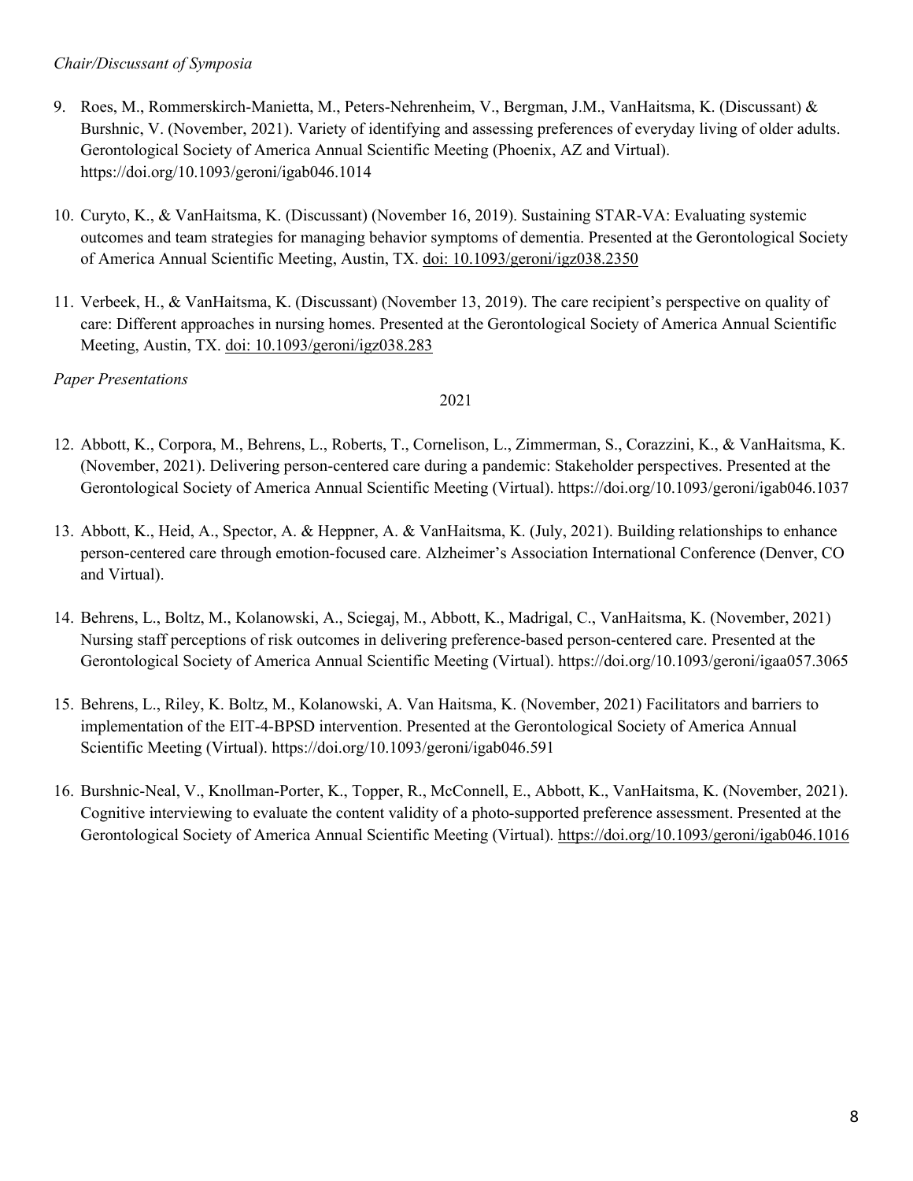*Chair/Discussant of Symposia*

9. Roes, M., Rommerskirch-Manietta, M., Peters-Nehrenheim, V., Bergman, J.M., VanHaitsma, K. (Discussant) & Burshnic, V. (November, 2021). Variety of identifying and assessing preferences of everyday living of older adults. Gerontological Society of America Annual Scientific Meeting (Phoenix, AZ and Virtual). https://doi.org/10.1093/geroni/igab046.1014

10. Curyto, K., & VanHaitsma, K. (Discussant) (November 16, 2019). Sustaining STAR-VA: Evaluating systemic outcomes and team strategies for managing behavior symptoms of dementia. Presented at the Gerontological Society of America Annual Scientific Meeting, Austin, TX. doi: 10.1093/geroni/igz038.2350

11. Verbeek, H., & VanHaitsma, K. (Discussant) (November 13, 2019). The care recipient's perspective on quality of care: Different approaches in nursing homes. Presented at the Gerontological Society of America Annual Scientific Meeting, Austin, TX. doi: 10.1093/geroni/igz038.283

*Paper Presentations*

2021

12. Abbott, K., Corpora, M., Behrens, L., Roberts, T., Cornelison, L., Zimmerman, S., Corazzini, K., & VanHaitsma, K. (November, 2021). Delivering person-centered care during a pandemic: Stakeholder perspectives. Presented at the Gerontological Society of America Annual Scientific Meeting (Virtual). https://doi.org/10.1093/geroni/igab046.1037

13. Abbott, K., Heid, A., Spector, A. & Heppner, A. & VanHaitsma, K. (July, 2021). Building relationships to enhance person-centered care through emotion-focused care. Alzheimer's Association International Conference (Denver, CO and Virtual).

14. Behrens, L., Boltz, M., Kolanowski, A., Sciegaj, M., Abbott, K., Madrigal, C., VanHaitsma, K. (November, 2021) Nursing staff perceptions of risk outcomes in delivering preference-based person-centered care. Presented at the Gerontological Society of America Annual Scientific Meeting (Virtual). https://doi.org/10.1093/geroni/igaa057.3065

15. Behrens, L., Riley, K. Boltz, M., Kolanowski, A. Van Haitsma, K. (November, 2021) Facilitators and barriers to implementation of the EIT-4-BPSD intervention. Presented at the Gerontological Society of America Annual Scientific Meeting (Virtual). https://doi.org/10.1093/geroni/igab046.591

16. Burshnic-Neal, V., Knollman-Porter, K., Topper, R., McConnell, E., Abbott, K., VanHaitsma, K. (November, 2021). Cognitive interviewing to evaluate the content validity of a photo-supported preference assessment. Presented at the Gerontological Society of America Annual Scientific Meeting (Virtual). https://doi.org/10.1093/geroni/igab046.1016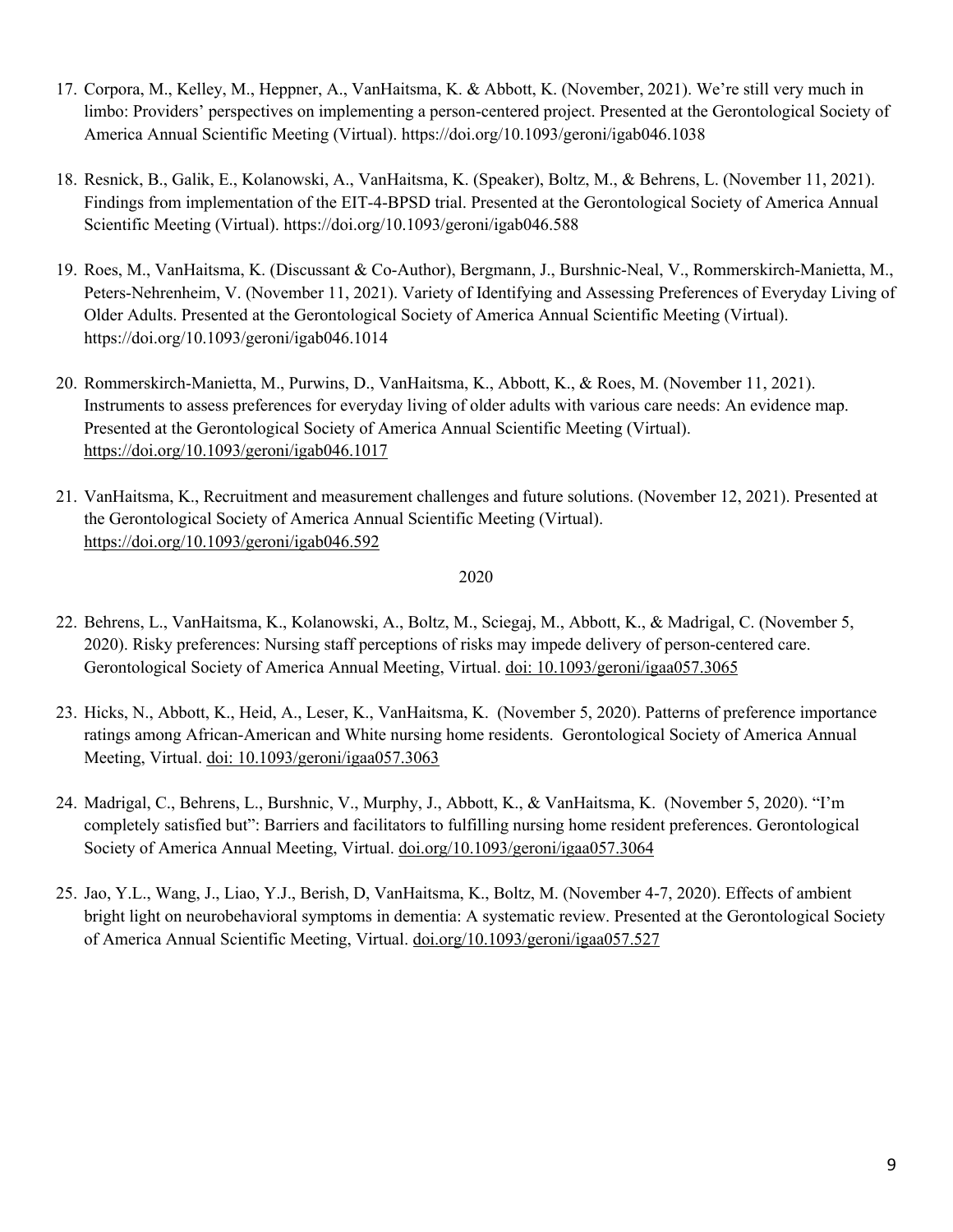17. Corpora, M., Kelley, M., Heppner, A., VanHaitsma, K. & Abbott, K. (November, 2021). We're still very much in limbo: Providers' perspectives on implementing a person-centered project. Presented at the Gerontological Society of America Annual Scientific Meeting (Virtual). https://doi.org/10.1093/geroni/igab046.1038

18. Resnick, B., Galik, E., Kolanowski, A., VanHaitsma, K. (Speaker), Boltz, M., & Behrens, L. (November 11, 2021). Findings from implementation of the EIT-4-BPSD trial. Presented at the Gerontological Society of America Annual Scientific Meeting (Virtual). https://doi.org/10.1093/geroni/igab046.588

19. Roes, M., VanHaitsma, K. (Discussant & Co-Author), Bergmann, J., Burshnic-Neal, V., Rommerskirch-Manietta, M., Peters-Nehrenheim, V. (November 11, 2021). Variety of Identifying and Assessing Preferences of Everyday Living of Older Adults. Presented at the Gerontological Society of America Annual Scientific Meeting (Virtual). https://doi.org/10.1093/geroni/igab046.1014

20. Rommerskirch-Manietta, M., Purwins, D., VanHaitsma, K., Abbott, K., & Roes, M. (November 11, 2021). Instruments to assess preferences for everyday living of older adults with various care needs: An evidence map. Presented at the Gerontological Society of America Annual Scientific Meeting (Virtual). https://doi.org/10.1093/geroni/igab046.1017

21. VanHaitsma, K., Recruitment and measurement challenges and future solutions. (November 12, 2021). Presented at the Gerontological Society of America Annual Scientific Meeting (Virtual). https://doi.org/10.1093/geroni/igab046.592

2020

22. Behrens, L., VanHaitsma, K., Kolanowski, A., Boltz, M., Sciegaj, M., Abbott, K., & Madrigal, C. (November 5, 2020). Risky preferences: Nursing staff perceptions of risks may impede delivery of person-centered care. Gerontological Society of America Annual Meeting, Virtual. doi: 10.1093/geroni/igaa057.3065

23. Hicks, N., Abbott, K., Heid, A., Leser, K., VanHaitsma, K. (November 5, 2020). Patterns of preference importance ratings among African-American and White nursing home residents. Gerontological Society of America Annual Meeting, Virtual. doi: 10.1093/geroni/igaa057.3063

24. Madrigal, C., Behrens, L., Burshnic, V., Murphy, J., Abbott, K., & VanHaitsma, K. (November 5, 2020). "I'm completely satisfied but": Barriers and facilitators to fulfilling nursing home resident preferences. Gerontological Society of America Annual Meeting, Virtual. doi.org/10.1093/geroni/igaa057.3064

25. Jao, Y.L., Wang, J., Liao, Y.J., Berish, D, VanHaitsma, K., Boltz, M. (November 4-7, 2020). Effects of ambient bright light on neurobehavioral symptoms in dementia: A systematic review. Presented at the Gerontological Society of America Annual Scientific Meeting, Virtual. doi.org/10.1093/geroni/igaa057.527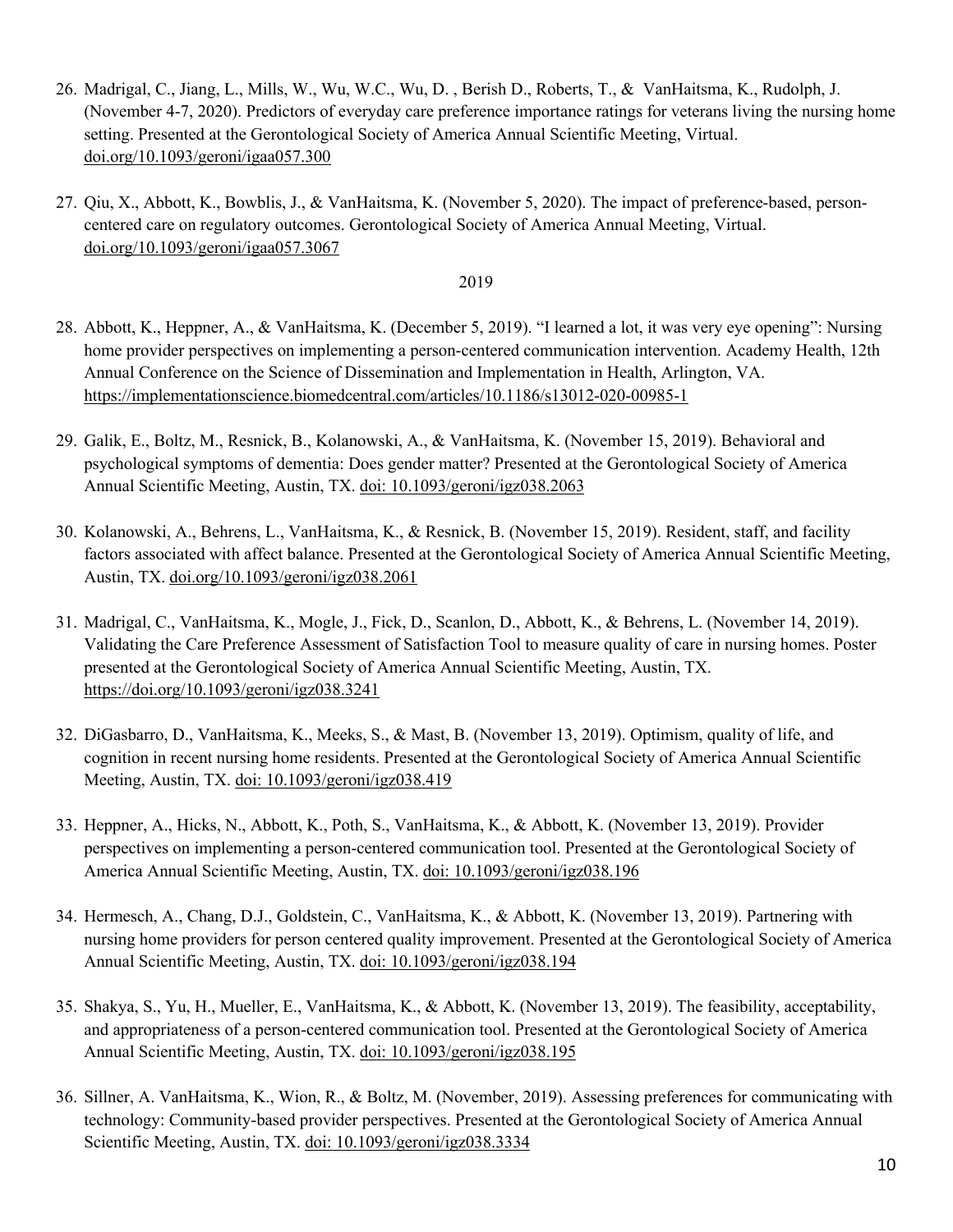26. Madrigal, C., Jiang, L., Mills, W., Wu, W.C., Wu, D. , Berish D., Roberts, T., & VanHaitsma, K., Rudolph, J. (November 4-7, 2020). Predictors of everyday care preference importance ratings for veterans living the nursing home setting. Presented at the Gerontological Society of America Annual Scientific Meeting, Virtual. doi.org/10.1093/geroni/igaa057.300

27. Qiu, X., Abbott, K., Bowblis, J., & VanHaitsma, K. (November 5, 2020). The impact of preference-based, person-centered care on regulatory outcomes. Gerontological Society of America Annual Meeting, Virtual. doi.org/10.1093/geroni/igaa057.3067

2019

28. Abbott, K., Heppner, A., & VanHaitsma, K. (December 5, 2019). "I learned a lot, it was very eye opening": Nursing home provider perspectives on implementing a person-centered communication intervention. Academy Health, 12th Annual Conference on the Science of Dissemination and Implementation in Health, Arlington, VA. https://implementationscience.biomedcentral.com/articles/10.1186/s13012-020-00985-1

29. Galik, E., Boltz, M., Resnick, B., Kolanowski, A., & VanHaitsma, K. (November 15, 2019). Behavioral and psychological symptoms of dementia: Does gender matter? Presented at the Gerontological Society of America Annual Scientific Meeting, Austin, TX. doi: 10.1093/geroni/igz038.2063

30. Kolanowski, A., Behrens, L., VanHaitsma, K., & Resnick, B. (November 15, 2019). Resident, staff, and facility factors associated with affect balance. Presented at the Gerontological Society of America Annual Scientific Meeting, Austin, TX. doi.org/10.1093/geroni/igz038.2061

31. Madrigal, C., VanHaitsma, K., Mogle, J., Fick, D., Scanlon, D., Abbott, K., & Behrens, L. (November 14, 2019). Validating the Care Preference Assessment of Satisfaction Tool to measure quality of care in nursing homes. Poster presented at the Gerontological Society of America Annual Scientific Meeting, Austin, TX. https://doi.org/10.1093/geroni/igz038.3241

32. DiGasbarro, D., VanHaitsma, K., Meeks, S., & Mast, B. (November 13, 2019). Optimism, quality of life, and cognition in recent nursing home residents. Presented at the Gerontological Society of America Annual Scientific Meeting, Austin, TX. doi: 10.1093/geroni/igz038.419

33. Heppner, A., Hicks, N., Abbott, K., Poth, S., VanHaitsma, K., & Abbott, K. (November 13, 2019). Provider perspectives on implementing a person-centered communication tool. Presented at the Gerontological Society of America Annual Scientific Meeting, Austin, TX. doi: 10.1093/geroni/igz038.196

34. Hermesch, A., Chang, D.J., Goldstein, C., VanHaitsma, K., & Abbott, K. (November 13, 2019). Partnering with nursing home providers for person centered quality improvement. Presented at the Gerontological Society of America Annual Scientific Meeting, Austin, TX. doi: 10.1093/geroni/igz038.194

35. Shakya, S., Yu, H., Mueller, E., VanHaitsma, K., & Abbott, K. (November 13, 2019). The feasibility, acceptability, and appropriateness of a person-centered communication tool. Presented at the Gerontological Society of America Annual Scientific Meeting, Austin, TX. doi: 10.1093/geroni/igz038.195

36. Sillner, A. VanHaitsma, K., Wion, R., & Boltz, M. (November, 2019). Assessing preferences for communicating with technology: Community-based provider perspectives. Presented at the Gerontological Society of America Annual Scientific Meeting, Austin, TX. doi: 10.1093/geroni/igz038.3334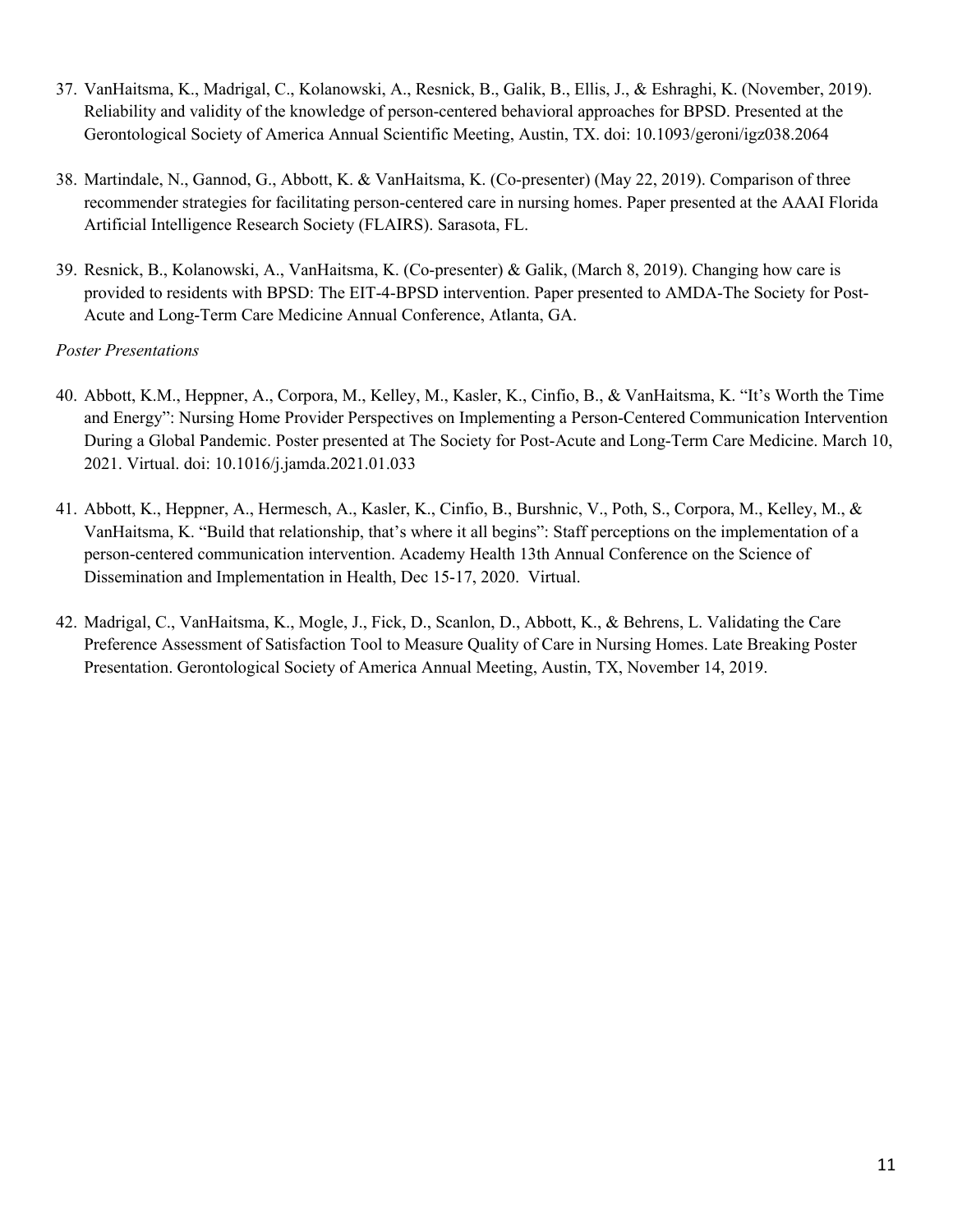37. VanHaitsma, K., Madrigal, C., Kolanowski, A., Resnick, B., Galik, B., Ellis, J., & Eshraghi, K. (November, 2019). Reliability and validity of the knowledge of person-centered behavioral approaches for BPSD. Presented at the Gerontological Society of America Annual Scientific Meeting, Austin, TX. doi: 10.1093/geroni/igz038.2064

38. Martindale, N., Gannod, G., Abbott, K. & VanHaitsma, K. (Co-presenter) (May 22, 2019). Comparison of three recommender strategies for facilitating person-centered care in nursing homes. Paper presented at the AAAI Florida Artificial Intelligence Research Society (FLAIRS). Sarasota, FL.

39. Resnick, B., Kolanowski, A., VanHaitsma, K. (Co-presenter) & Galik, (March 8, 2019). Changing how care is provided to residents with BPSD: The EIT-4-BPSD intervention. Paper presented to AMDA-The Society for Post-Acute and Long-Term Care Medicine Annual Conference, Atlanta, GA.

*Poster Presentations*

40. Abbott, K.M., Heppner, A., Corpora, M., Kelley, M., Kasler, K., Cinfio, B., & VanHaitsma, K. "It's Worth the Time and Energy": Nursing Home Provider Perspectives on Implementing a Person-Centered Communication Intervention During a Global Pandemic. Poster presented at The Society for Post-Acute and Long-Term Care Medicine. March 10, 2021. Virtual. doi: 10.1016/j.jamda.2021.01.033

41. Abbott, K., Heppner, A., Hermesch, A., Kasler, K., Cinfio, B., Burshnic, V., Poth, S., Corpora, M., Kelley, M., & VanHaitsma, K. "Build that relationship, that's where it all begins": Staff perceptions on the implementation of a person-centered communication intervention. Academy Health 13th Annual Conference on the Science of Dissemination and Implementation in Health, Dec 15-17, 2020. Virtual.

42. Madrigal, C., VanHaitsma, K., Mogle, J., Fick, D., Scanlon, D., Abbott, K., & Behrens, L. Validating the Care Preference Assessment of Satisfaction Tool to Measure Quality of Care in Nursing Homes. Late Breaking Poster Presentation. Gerontological Society of America Annual Meeting, Austin, TX, November 14, 2019.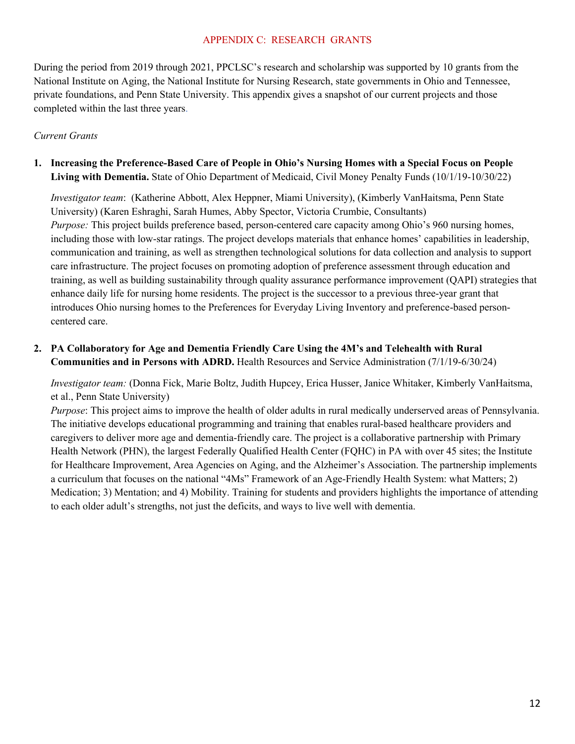## APPENDIX C: RESEARCH GRANTS

During the period from 2019 through 2021, PPCLSC's research and scholarship was supported by 10 grants from the National Institute on Aging, the National Institute for Nursing Research, state governments in Ohio and Tennessee, private foundations, and Penn State University. This appendix gives a snapshot of our current projects and those completed within the last three years.

*Current Grants*

1. **Increasing the Preference-Based Care of People in Ohio's Nursing Homes with a Special Focus on People Living with Dementia.** State of Ohio Department of Medicaid, Civil Money Penalty Funds (10/1/19-10/30/22)

   *Investigator team*: (Katherine Abbott, Alex Heppner, Miami University), (Kimberly VanHaitsma, Penn State University) (Karen Eshraghi, Sarah Humes, Abby Spector, Victoria Crumbie, Consultants)
   *Purpose:* This project builds preference based, person-centered care capacity among Ohio's 960 nursing homes, including those with low-star ratings. The project develops materials that enhance homes' capabilities in leadership, communication and training, as well as strengthen technological solutions for data collection and analysis to support care infrastructure. The project focuses on promoting adoption of preference assessment through education and training, as well as building sustainability through quality assurance performance improvement (QAPI) strategies that enhance daily life for nursing home residents. The project is the successor to a previous three-year grant that introduces Ohio nursing homes to the Preferences for Everyday Living Inventory and preference-based person-centered care.

2. **PA Collaboratory for Age and Dementia Friendly Care Using the 4M's and Telehealth with Rural Communities and in Persons with ADRD.** Health Resources and Service Administration (7/1/19-6/30/24)

   *Investigator team:* (Donna Fick, Marie Boltz, Judith Hupcey, Erica Husser, Janice Whitaker, Kimberly VanHaitsma, et al., Penn State University)
   *Purpose*: This project aims to improve the health of older adults in rural medically underserved areas of Pennsylvania. The initiative develops educational programming and training that enables rural-based healthcare providers and caregivers to deliver more age and dementia-friendly care. The project is a collaborative partnership with Primary Health Network (PHN), the largest Federally Qualified Health Center (FQHC) in PA with over 45 sites; the Institute for Healthcare Improvement, Area Agencies on Aging, and the Alzheimer's Association. The partnership implements a curriculum that focuses on the national "4Ms" Framework of an Age-Friendly Health System: what Matters; 2) Medication; 3) Mentation; and 4) Mobility. Training for students and providers highlights the importance of attending to each older adult's strengths, not just the deficits, and ways to live well with dementia.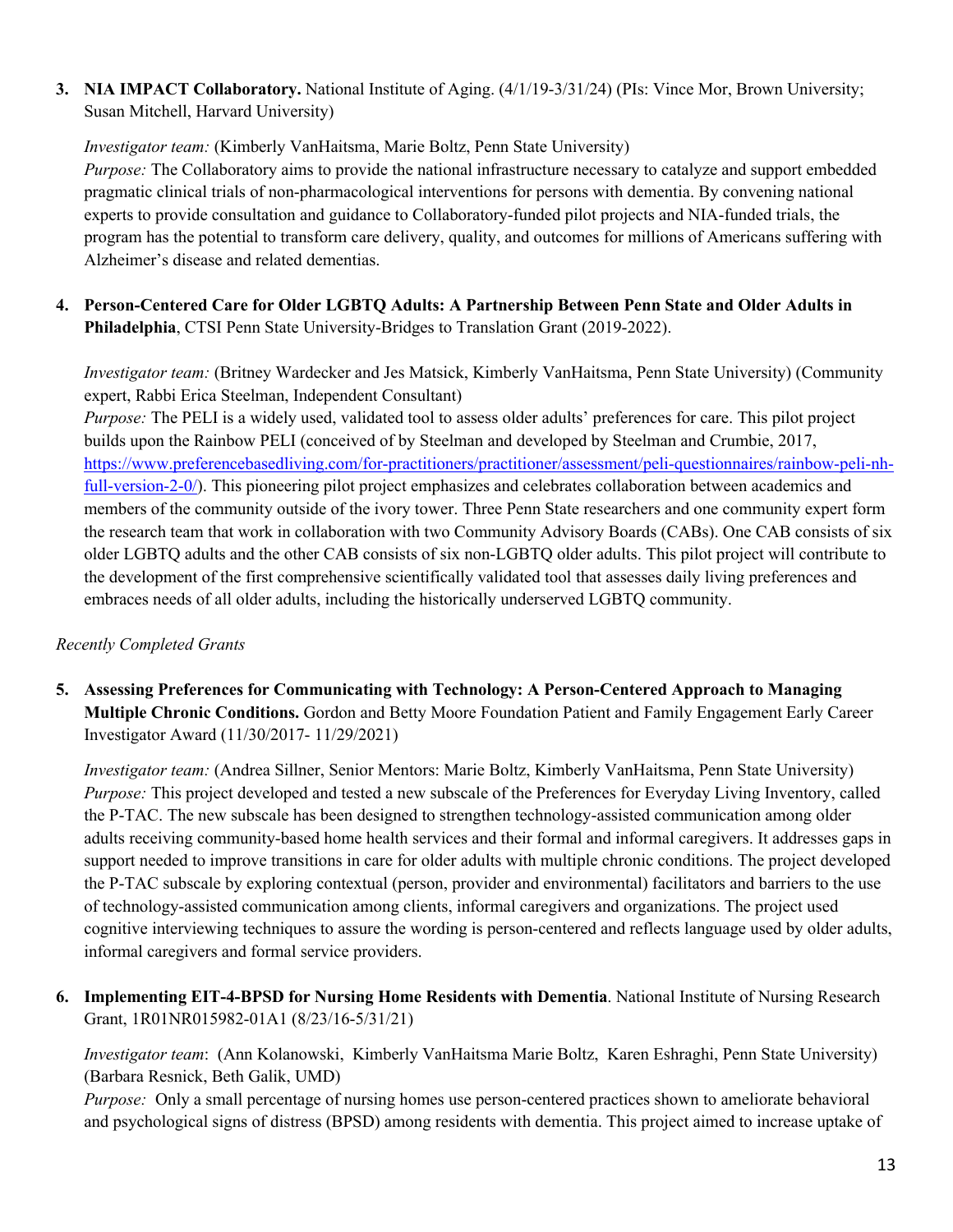3. **NIA IMPACT Collaboratory.** National Institute of Aging. (4/1/19-3/31/24) (PIs: Vince Mor, Brown University; Susan Mitchell, Harvard University)

   *Investigator team:* (Kimberly VanHaitsma, Marie Boltz, Penn State University)
   *Purpose:* The Collaboratory aims to provide the national infrastructure necessary to catalyze and support embedded pragmatic clinical trials of non-pharmacological interventions for persons with dementia. By convening national experts to provide consultation and guidance to Collaboratory-funded pilot projects and NIA-funded trials, the program has the potential to transform care delivery, quality, and outcomes for millions of Americans suffering with Alzheimer's disease and related dementias.

4. **Person-Centered Care for Older LGBTQ Adults: A Partnership Between Penn State and Older Adults in Philadelphia**, CTSI Penn State University-Bridges to Translation Grant (2019-2022).

   *Investigator team:* (Britney Wardecker and Jes Matsick, Kimberly VanHaitsma, Penn State University) (Community expert, Rabbi Erica Steelman, Independent Consultant)
   *Purpose:* The PELI is a widely used, validated tool to assess older adults' preferences for care. This pilot project builds upon the Rainbow PELI (conceived of by Steelman and developed by Steelman and Crumbie, 2017, [https://www.preferencebasedliving.com/for-practitioners/practitioner/assessment/peli-questionnaires/rainbow-peli-nh-full-version-2-0/](https://www.preferencebasedliving.com/for-practitioners/practitioner/assessment/peli-questionnaires/rainbow-peli-nh-full-version-2-0/)). This pioneering pilot project emphasizes and celebrates collaboration between academics and members of the community outside of the ivory tower. Three Penn State researchers and one community expert form the research team that work in collaboration with two Community Advisory Boards (CABs). One CAB consists of six older LGBTQ adults and the other CAB consists of six non-LGBTQ older adults. This pilot project will contribute to the development of the first comprehensive scientifically validated tool that assesses daily living preferences and embraces needs of all older adults, including the historically underserved LGBTQ community.

*Recently Completed Grants*

5. **Assessing Preferences for Communicating with Technology: A Person-Centered Approach to Managing Multiple Chronic Conditions.** Gordon and Betty Moore Foundation Patient and Family Engagement Early Career Investigator Award (11/30/2017- 11/29/2021)

   *Investigator team:* (Andrea Sillner, Senior Mentors: Marie Boltz, Kimberly VanHaitsma, Penn State University)
   *Purpose:* This project developed and tested a new subscale of the Preferences for Everyday Living Inventory, called the P-TAC. The new subscale has been designed to strengthen technology-assisted communication among older adults receiving community-based home health services and their formal and informal caregivers. It addresses gaps in support needed to improve transitions in care for older adults with multiple chronic conditions. The project developed the P-TAC subscale by exploring contextual (person, provider and environmental) facilitators and barriers to the use of technology-assisted communication among clients, informal caregivers and organizations. The project used cognitive interviewing techniques to assure the wording is person-centered and reflects language used by older adults, informal caregivers and formal service providers.

6. **Implementing EIT-4-BPSD for Nursing Home Residents with Dementia**. National Institute of Nursing Research Grant, 1R01NR015982-01A1 (8/23/16-5/31/21)

   *Investigator team*: (Ann Kolanowski, Kimberly VanHaitsma Marie Boltz, Karen Eshraghi, Penn State University) (Barbara Resnick, Beth Galik, UMD)
   *Purpose:* Only a small percentage of nursing homes use person-centered practices shown to ameliorate behavioral and psychological signs of distress (BPSD) among residents with dementia. This project aimed to increase uptake of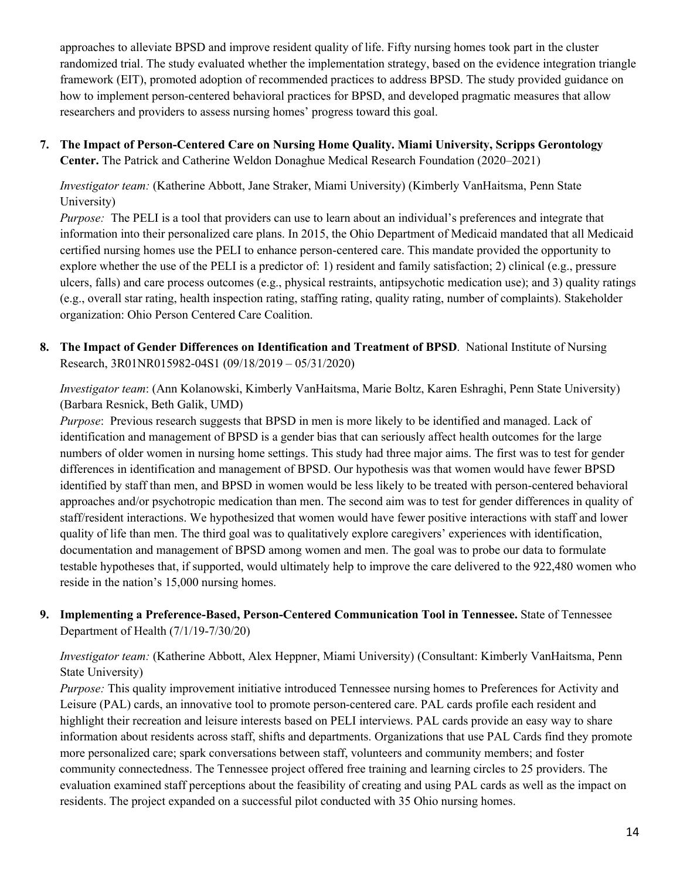approaches to alleviate BPSD and improve resident quality of life. Fifty nursing homes took part in the cluster randomized trial. The study evaluated whether the implementation strategy, based on the evidence integration triangle framework (EIT), promoted adoption of recommended practices to address BPSD. The study provided guidance on how to implement person-centered behavioral practices for BPSD, and developed pragmatic measures that allow researchers and providers to assess nursing homes' progress toward this goal.

7. **The Impact of Person-Centered Care on Nursing Home Quality. Miami University, Scripps Gerontology Center.** The Patrick and Catherine Weldon Donaghue Medical Research Foundation (2020–2021)

   *Investigator team:* (Katherine Abbott, Jane Straker, Miami University) (Kimberly VanHaitsma, Penn State University)
   *Purpose:* The PELI is a tool that providers can use to learn about an individual's preferences and integrate that information into their personalized care plans. In 2015, the Ohio Department of Medicaid mandated that all Medicaid certified nursing homes use the PELI to enhance person-centered care. This mandate provided the opportunity to explore whether the use of the PELI is a predictor of: 1) resident and family satisfaction; 2) clinical (e.g., pressure ulcers, falls) and care process outcomes (e.g., physical restraints, antipsychotic medication use); and 3) quality ratings (e.g., overall star rating, health inspection rating, staffing rating, quality rating, number of complaints). Stakeholder organization: Ohio Person Centered Care Coalition.

8. **The Impact of Gender Differences on Identification and Treatment of BPSD**. National Institute of Nursing Research, 3R01NR015982-04S1 (09/18/2019 – 05/31/2020)

   *Investigator team*: (Ann Kolanowski, Kimberly VanHaitsma, Marie Boltz, Karen Eshraghi, Penn State University) (Barbara Resnick, Beth Galik, UMD)
   *Purpose*: Previous research suggests that BPSD in men is more likely to be identified and managed. Lack of identification and management of BPSD is a gender bias that can seriously affect health outcomes for the large numbers of older women in nursing home settings. This study had three major aims. The first was to test for gender differences in identification and management of BPSD. Our hypothesis was that women would have fewer BPSD identified by staff than men, and BPSD in women would be less likely to be treated with person-centered behavioral approaches and/or psychotropic medication than men. The second aim was to test for gender differences in quality of staff/resident interactions. We hypothesized that women would have fewer positive interactions with staff and lower quality of life than men. The third goal was to qualitatively explore caregivers' experiences with identification, documentation and management of BPSD among women and men. The goal was to probe our data to formulate testable hypotheses that, if supported, would ultimately help to improve the care delivered to the 922,480 women who reside in the nation's 15,000 nursing homes.

9. **Implementing a Preference-Based, Person-Centered Communication Tool in Tennessee.** State of Tennessee Department of Health (7/1/19-7/30/20)

   *Investigator team:* (Katherine Abbott, Alex Heppner, Miami University) (Consultant: Kimberly VanHaitsma, Penn State University)
   *Purpose:* This quality improvement initiative introduced Tennessee nursing homes to Preferences for Activity and Leisure (PAL) cards, an innovative tool to promote person-centered care. PAL cards profile each resident and highlight their recreation and leisure interests based on PELI interviews. PAL cards provide an easy way to share information about residents across staff, shifts and departments. Organizations that use PAL Cards find they promote more personalized care; spark conversations between staff, volunteers and community members; and foster community connectedness. The Tennessee project offered free training and learning circles to 25 providers. The evaluation examined staff perceptions about the feasibility of creating and using PAL cards as well as the impact on residents. The project expanded on a successful pilot conducted with 35 Ohio nursing homes.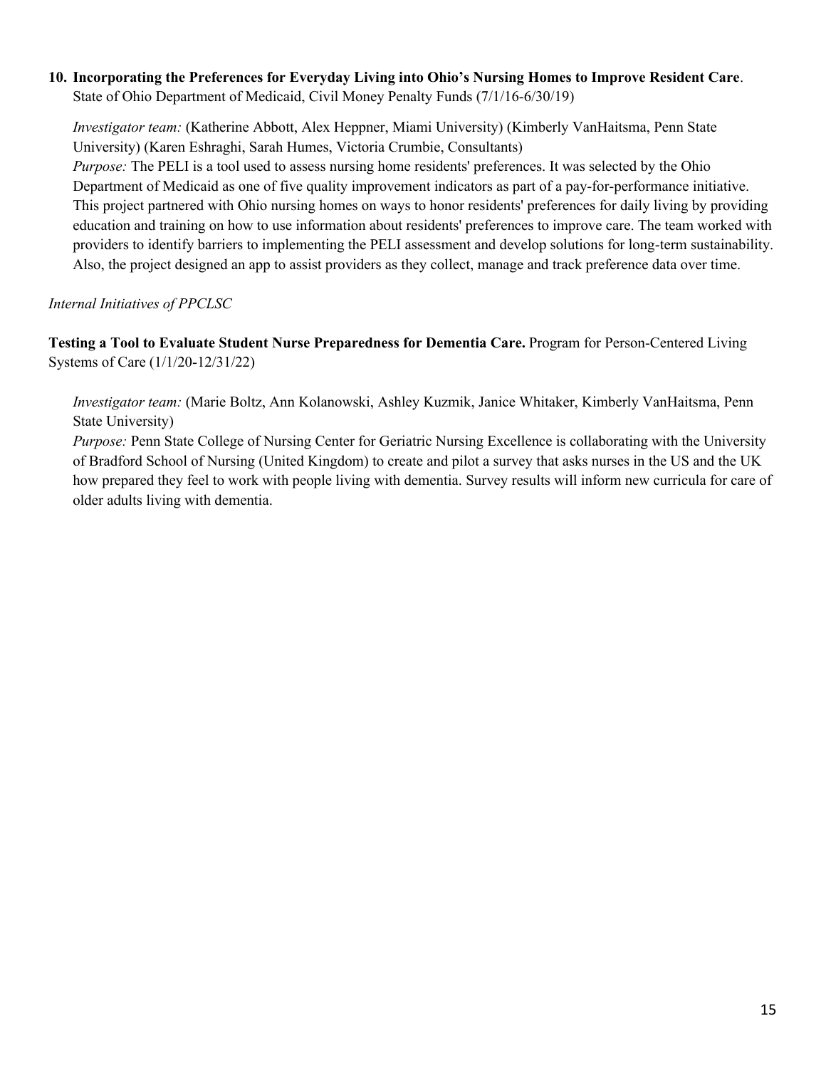10. **Incorporating the Preferences for Everyday Living into Ohio's Nursing Homes to Improve Resident Care**. State of Ohio Department of Medicaid, Civil Money Penalty Funds (7/1/16-6/30/19)

    *Investigator team:* (Katherine Abbott, Alex Heppner, Miami University) (Kimberly VanHaitsma, Penn State University) (Karen Eshraghi, Sarah Humes, Victoria Crumbie, Consultants)
    *Purpose:* The PELI is a tool used to assess nursing home residents' preferences. It was selected by the Ohio Department of Medicaid as one of five quality improvement indicators as part of a pay-for-performance initiative. This project partnered with Ohio nursing homes on ways to honor residents' preferences for daily living by providing education and training on how to use information about residents' preferences to improve care. The team worked with providers to identify barriers to implementing the PELI assessment and develop solutions for long-term sustainability. Also, the project designed an app to assist providers as they collect, manage and track preference data over time.

*Internal Initiatives of PPCLSC*

**Testing a Tool to Evaluate Student Nurse Preparedness for Dementia Care.** Program for Person-Centered Living Systems of Care (1/1/20-12/31/22)

*Investigator team:* (Marie Boltz, Ann Kolanowski, Ashley Kuzmik, Janice Whitaker, Kimberly VanHaitsma, Penn State University)
*Purpose:* Penn State College of Nursing Center for Geriatric Nursing Excellence is collaborating with the University of Bradford School of Nursing (United Kingdom) to create and pilot a survey that asks nurses in the US and the UK how prepared they feel to work with people living with dementia. Survey results will inform new curricula for care of older adults living with dementia.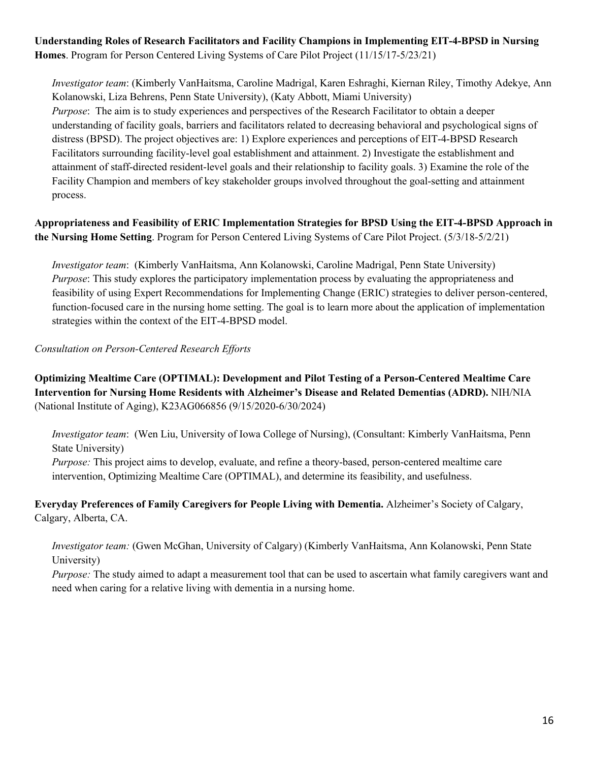**Understanding Roles of Research Facilitators and Facility Champions in Implementing EIT-4-BPSD in Nursing Homes**. Program for Person Centered Living Systems of Care Pilot Project (11/15/17-5/23/21)

*Investigator team*: (Kimberly VanHaitsma, Caroline Madrigal, Karen Eshraghi, Kiernan Riley, Timothy Adekye, Ann Kolanowski, Liza Behrens, Penn State University), (Katy Abbott, Miami University)
*Purpose*: The aim is to study experiences and perspectives of the Research Facilitator to obtain a deeper understanding of facility goals, barriers and facilitators related to decreasing behavioral and psychological signs of distress (BPSD). The project objectives are: 1) Explore experiences and perceptions of EIT-4-BPSD Research Facilitators surrounding facility-level goal establishment and attainment. 2) Investigate the establishment and attainment of staff-directed resident-level goals and their relationship to facility goals. 3) Examine the role of the Facility Champion and members of key stakeholder groups involved throughout the goal-setting and attainment process.

**Appropriateness and Feasibility of ERIC Implementation Strategies for BPSD Using the EIT-4-BPSD Approach in the Nursing Home Setting**. Program for Person Centered Living Systems of Care Pilot Project. (5/3/18-5/2/21)

*Investigator team*: (Kimberly VanHaitsma, Ann Kolanowski, Caroline Madrigal, Penn State University)
*Purpose*: This study explores the participatory implementation process by evaluating the appropriateness and feasibility of using Expert Recommendations for Implementing Change (ERIC) strategies to deliver person-centered, function-focused care in the nursing home setting. The goal is to learn more about the application of implementation strategies within the context of the EIT-4-BPSD model.

*Consultation on Person-Centered Research Efforts*

**Optimizing Mealtime Care (OPTIMAL): Development and Pilot Testing of a Person-Centered Mealtime Care Intervention for Nursing Home Residents with Alzheimer's Disease and Related Dementias (ADRD).** NIH/NIA (National Institute of Aging), K23AG066856 (9/15/2020-6/30/2024)

*Investigator team*: (Wen Liu, University of Iowa College of Nursing), (Consultant: Kimberly VanHaitsma, Penn State University)
*Purpose:* This project aims to develop, evaluate, and refine a theory-based, person-centered mealtime care intervention, Optimizing Mealtime Care (OPTIMAL), and determine its feasibility, and usefulness.

**Everyday Preferences of Family Caregivers for People Living with Dementia.** Alzheimer's Society of Calgary, Calgary, Alberta, CA.

*Investigator team:* (Gwen McGhan, University of Calgary) (Kimberly VanHaitsma, Ann Kolanowski, Penn State University)
*Purpose:* The study aimed to adapt a measurement tool that can be used to ascertain what family caregivers want and need when caring for a relative living with dementia in a nursing home.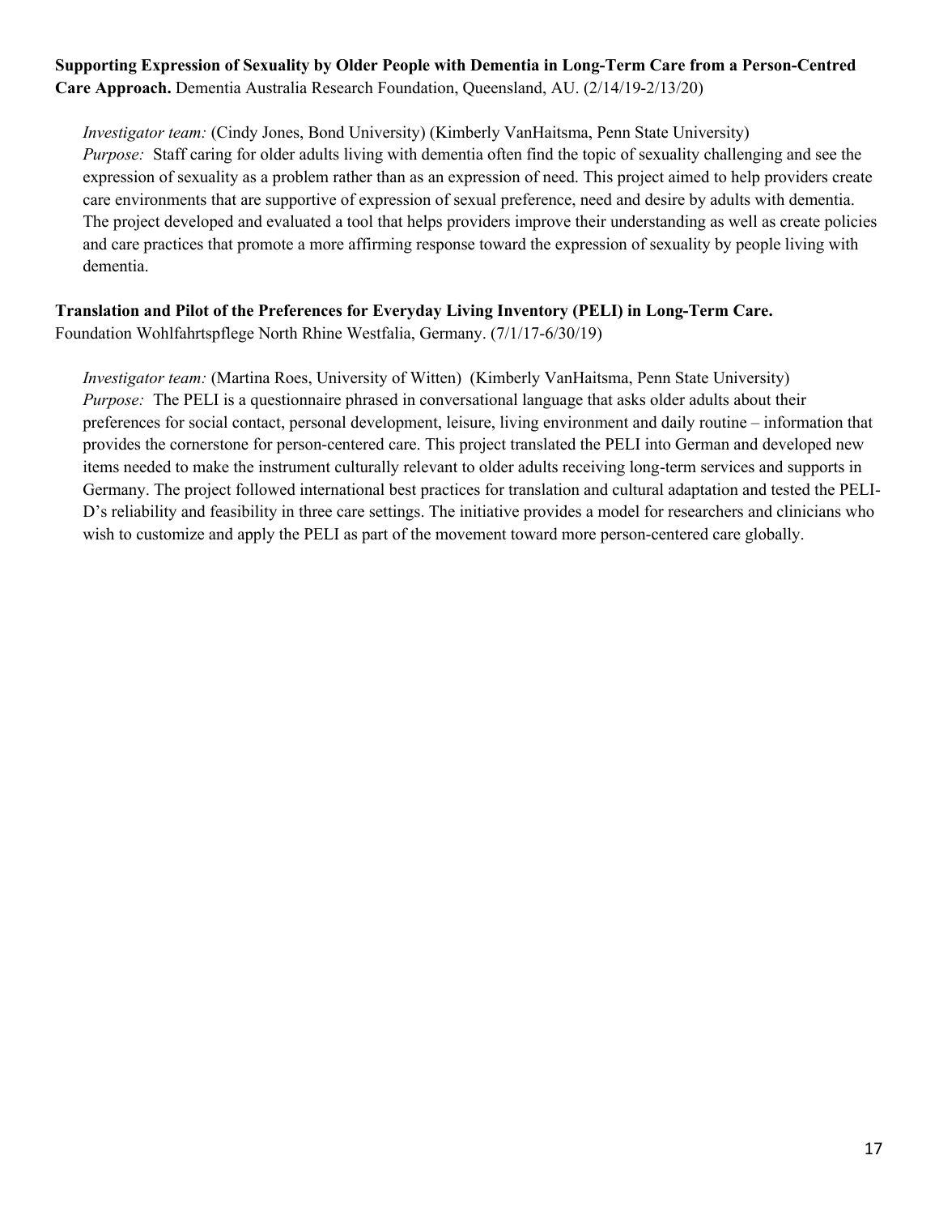**Supporting Expression of Sexuality by Older People with Dementia in Long-Term Care from a Person-Centred Care Approach.** Dementia Australia Research Foundation, Queensland, AU. (2/14/19-2/13/20)

*Investigator team:* (Cindy Jones, Bond University) (Kimberly VanHaitsma, Penn State University)
*Purpose:* Staff caring for older adults living with dementia often find the topic of sexuality challenging and see the expression of sexuality as a problem rather than as an expression of need. This project aimed to help providers create care environments that are supportive of expression of sexual preference, need and desire by adults with dementia. The project developed and evaluated a tool that helps providers improve their understanding as well as create policies and care practices that promote a more affirming response toward the expression of sexuality by people living with dementia.

**Translation and Pilot of the Preferences for Everyday Living Inventory (PELI) in Long-Term Care.** Foundation Wohlfahrtspflege North Rhine Westfalia, Germany. (7/1/17-6/30/19)

*Investigator team:* (Martina Roes, University of Witten) (Kimberly VanHaitsma, Penn State University)
*Purpose:* The PELI is a questionnaire phrased in conversational language that asks older adults about their preferences for social contact, personal development, leisure, living environment and daily routine – information that provides the cornerstone for person-centered care. This project translated the PELI into German and developed new items needed to make the instrument culturally relevant to older adults receiving long-term services and supports in Germany. The project followed international best practices for translation and cultural adaptation and tested the PELI-D's reliability and feasibility in three care settings. The initiative provides a model for researchers and clinicians who wish to customize and apply the PELI as part of the movement toward more person-centered care globally.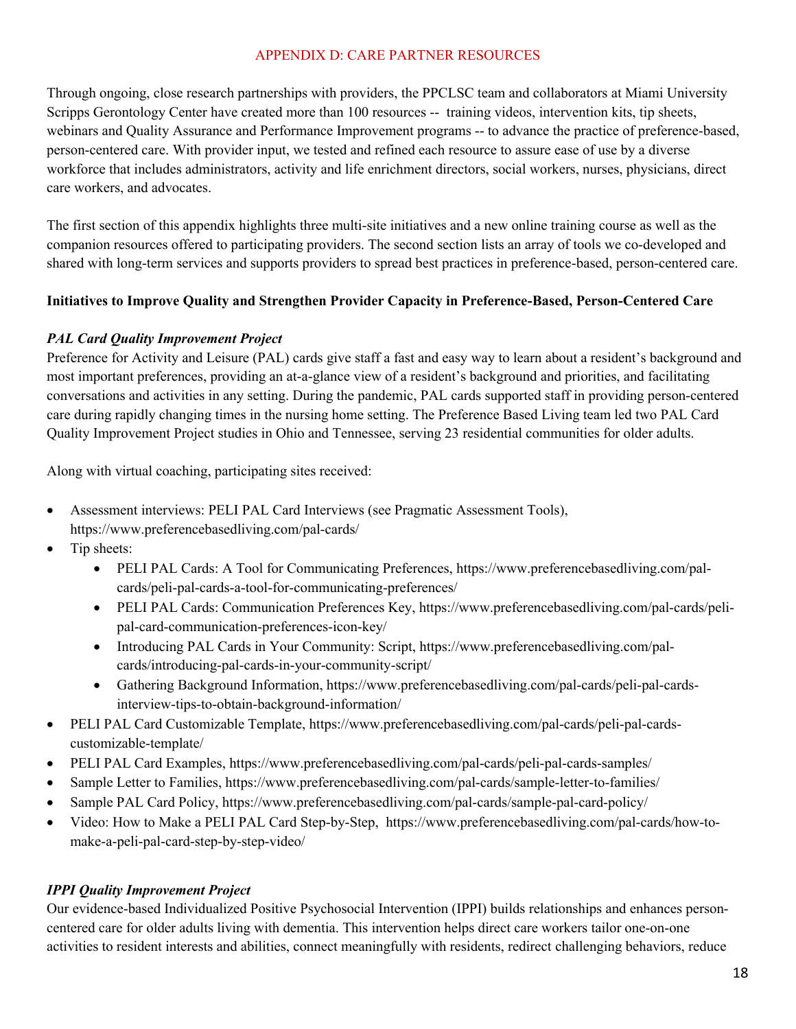## APPENDIX D: CARE PARTNER RESOURCES

Through ongoing, close research partnerships with providers, the PPCLSC team and collaborators at Miami University Scripps Gerontology Center have created more than 100 resources -- training videos, intervention kits, tip sheets, webinars and Quality Assurance and Performance Improvement programs -- to advance the practice of preference-based, person-centered care. With provider input, we tested and refined each resource to assure ease of use by a diverse workforce that includes administrators, activity and life enrichment directors, social workers, nurses, physicians, direct care workers, and advocates.

The first section of this appendix highlights three multi-site initiatives and a new online training course as well as the companion resources offered to participating providers. The second section lists an array of tools we co-developed and shared with long-term services and supports providers to spread best practices in preference-based, person-centered care.

### Initiatives to Improve Quality and Strengthen Provider Capacity in Preference-Based, Person-Centered Care

#### *PAL Card Quality Improvement Project*

Preference for Activity and Leisure (PAL) cards give staff a fast and easy way to learn about a resident's background and most important preferences, providing an at-a-glance view of a resident's background and priorities, and facilitating conversations and activities in any setting. During the pandemic, PAL cards supported staff in providing person-centered care during rapidly changing times in the nursing home setting. The Preference Based Living team led two PAL Card Quality Improvement Project studies in Ohio and Tennessee, serving 23 residential communities for older adults.

Along with virtual coaching, participating sites received:

- Assessment interviews: PELI PAL Card Interviews (see Pragmatic Assessment Tools), https://www.preferencebasedliving.com/pal-cards/
- Tip sheets:
  - PELI PAL Cards: A Tool for Communicating Preferences, https://www.preferencebasedliving.com/pal-cards/peli-pal-cards-a-tool-for-communicating-preferences/
  - PELI PAL Cards: Communication Preferences Key, https://www.preferencebasedliving.com/pal-cards/peli-pal-card-communication-preferences-icon-key/
  - Introducing PAL Cards in Your Community: Script, https://www.preferencebasedliving.com/pal-cards/introducing-pal-cards-in-your-community-script/
  - Gathering Background Information, https://www.preferencebasedliving.com/pal-cards/peli-pal-cards-interview-tips-to-obtain-background-information/
- PELI PAL Card Customizable Template, https://www.preferencebasedliving.com/pal-cards/peli-pal-cards-customizable-template/
- PELI PAL Card Examples, https://www.preferencebasedliving.com/pal-cards/peli-pal-cards-samples/
- Sample Letter to Families, https://www.preferencebasedliving.com/pal-cards/sample-letter-to-families/
- Sample PAL Card Policy, https://www.preferencebasedliving.com/pal-cards/sample-pal-card-policy/
- Video: How to Make a PELI PAL Card Step-by-Step, https://www.preferencebasedliving.com/pal-cards/how-to-make-a-peli-pal-card-step-by-step-video/

#### *IPPI Quality Improvement Project*

Our evidence-based Individualized Positive Psychosocial Intervention (IPPI) builds relationships and enhances person-centered care for older adults living with dementia. This intervention helps direct care workers tailor one-on-one activities to resident interests and abilities, connect meaningfully with residents, redirect challenging behaviors, reduce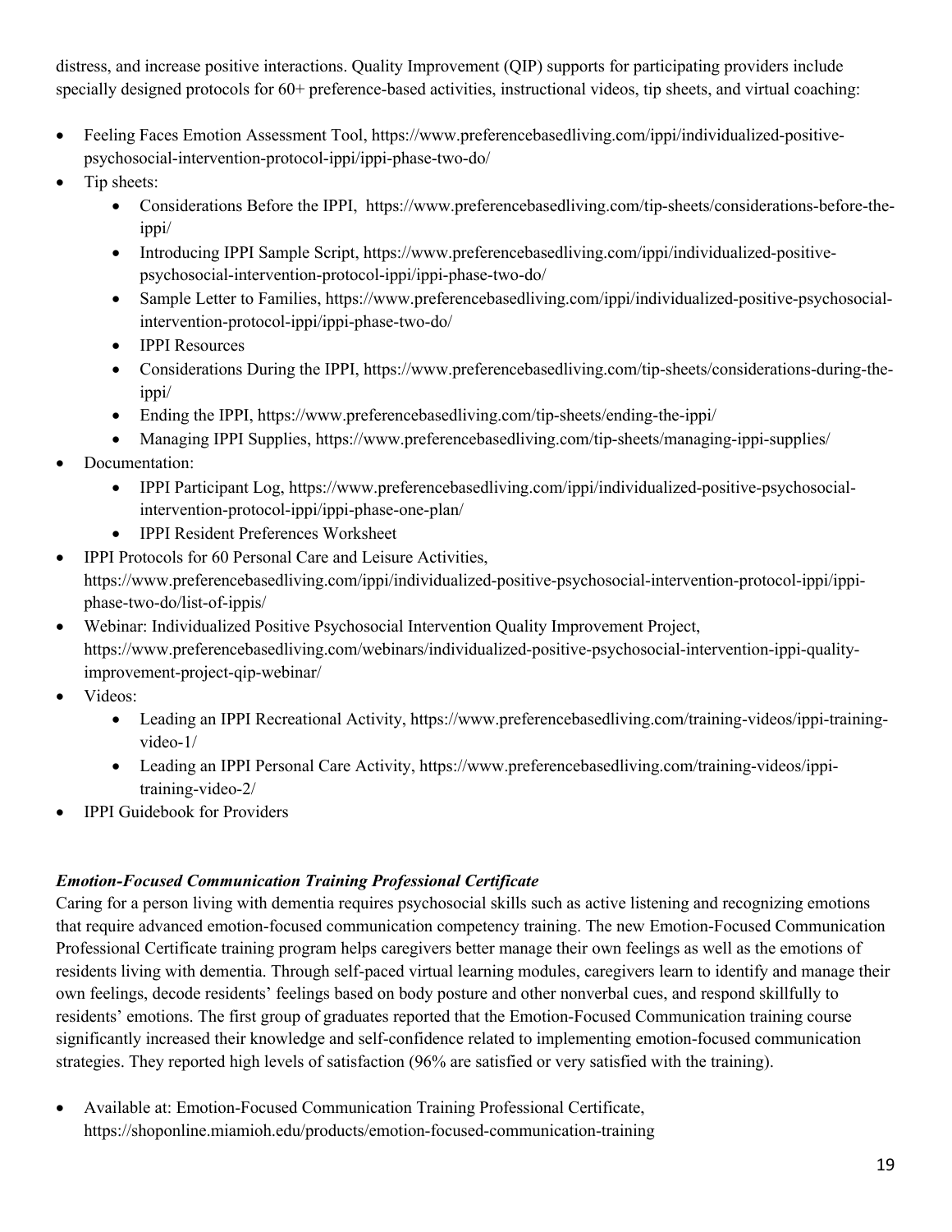distress, and increase positive interactions. Quality Improvement (QIP) supports for participating providers include specially designed protocols for 60+ preference-based activities, instructional videos, tip sheets, and virtual coaching:

- Feeling Faces Emotion Assessment Tool, https://www.preferencebasedliving.com/ippi/individualized-positive-psychosocial-intervention-protocol-ippi/ippi-phase-two-do/
- Tip sheets:
  - Considerations Before the IPPI, https://www.preferencebasedliving.com/tip-sheets/considerations-before-the-ippi/
  - Introducing IPPI Sample Script, https://www.preferencebasedliving.com/ippi/individualized-positive-psychosocial-intervention-protocol-ippi/ippi-phase-two-do/
  - Sample Letter to Families, https://www.preferencebasedliving.com/ippi/individualized-positive-psychosocial-intervention-protocol-ippi/ippi-phase-two-do/
  - IPPI Resources
  - Considerations During the IPPI, https://www.preferencebasedliving.com/tip-sheets/considerations-during-the-ippi/
  - Ending the IPPI, https://www.preferencebasedliving.com/tip-sheets/ending-the-ippi/
  - Managing IPPI Supplies, https://www.preferencebasedliving.com/tip-sheets/managing-ippi-supplies/
- Documentation:
  - IPPI Participant Log, https://www.preferencebasedliving.com/ippi/individualized-positive-psychosocial-intervention-protocol-ippi/ippi-phase-one-plan/
  - IPPI Resident Preferences Worksheet
- IPPI Protocols for 60 Personal Care and Leisure Activities, https://www.preferencebasedliving.com/ippi/individualized-positive-psychosocial-intervention-protocol-ippi/ippi-phase-two-do/list-of-ippis/
- Webinar: Individualized Positive Psychosocial Intervention Quality Improvement Project, https://www.preferencebasedliving.com/webinars/individualized-positive-psychosocial-intervention-ippi-quality-improvement-project-qip-webinar/
- Videos:
  - Leading an IPPI Recreational Activity, https://www.preferencebasedliving.com/training-videos/ippi-training-video-1/
  - Leading an IPPI Personal Care Activity, https://www.preferencebasedliving.com/training-videos/ippi-training-video-2/
- IPPI Guidebook for Providers

***Emotion-Focused Communication Training Professional Certificate***

Caring for a person living with dementia requires psychosocial skills such as active listening and recognizing emotions that require advanced emotion-focused communication competency training. The new Emotion-Focused Communication Professional Certificate training program helps caregivers better manage their own feelings as well as the emotions of residents living with dementia. Through self-paced virtual learning modules, caregivers learn to identify and manage their own feelings, decode residents' feelings based on body posture and other nonverbal cues, and respond skillfully to residents' emotions. The first group of graduates reported that the Emotion-Focused Communication training course significantly increased their knowledge and self-confidence related to implementing emotion-focused communication strategies. They reported high levels of satisfaction (96% are satisfied or very satisfied with the training).

- Available at: Emotion-Focused Communication Training Professional Certificate, https://shoponline.miamioh.edu/products/emotion-focused-communication-training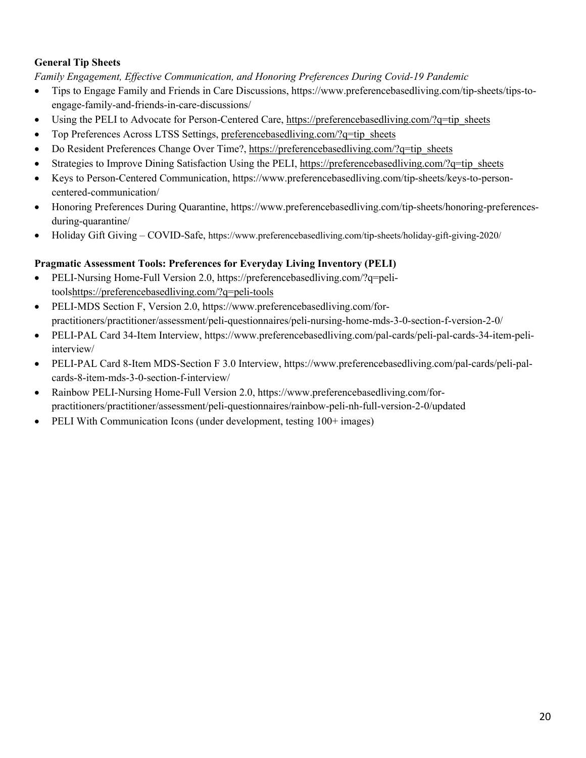**General Tip Sheets**

*Family Engagement, Effective Communication, and Honoring Preferences During Covid-19 Pandemic*

- Tips to Engage Family and Friends in Care Discussions, https://www.preferencebasedliving.com/tip-sheets/tips-to-engage-family-and-friends-in-care-discussions/
- Using the PELI to Advocate for Person-Centered Care, https://preferencebasedliving.com/?q=tip_sheets
- Top Preferences Across LTSS Settings, preferencebasedliving.com/?q=tip_sheets
- Do Resident Preferences Change Over Time?, https://preferencebasedliving.com/?q=tip_sheets
- Strategies to Improve Dining Satisfaction Using the PELI, https://preferencebasedliving.com/?q=tip_sheets
- Keys to Person-Centered Communication, https://www.preferencebasedliving.com/tip-sheets/keys-to-person-centered-communication/
- Honoring Preferences During Quarantine, https://www.preferencebasedliving.com/tip-sheets/honoring-preferences-during-quarantine/
- Holiday Gift Giving – COVID-Safe, https://www.preferencebasedliving.com/tip-sheets/holiday-gift-giving-2020/

**Pragmatic Assessment Tools: Preferences for Everyday Living Inventory (PELI)**

- PELI-Nursing Home-Full Version 2.0, https://preferencebasedliving.com/?q=peli-toolshttps://preferencebasedliving.com/?q=peli-tools
- PELI-MDS Section F, Version 2.0, https://www.preferencebasedliving.com/for-practitioners/practitioner/assessment/peli-questionnaires/peli-nursing-home-mds-3-0-section-f-version-2-0/
- PELI-PAL Card 34-Item Interview, https://www.preferencebasedliving.com/pal-cards/peli-pal-cards-34-item-peli-interview/
- PELI-PAL Card 8-Item MDS-Section F 3.0 Interview, https://www.preferencebasedliving.com/pal-cards/peli-pal-cards-8-item-mds-3-0-section-f-interview/
- Rainbow PELI-Nursing Home-Full Version 2.0, https://www.preferencebasedliving.com/for-practitioners/practitioner/assessment/peli-questionnaires/rainbow-peli-nh-full-version-2-0/updated
- PELI With Communication Icons (under development, testing 100+ images)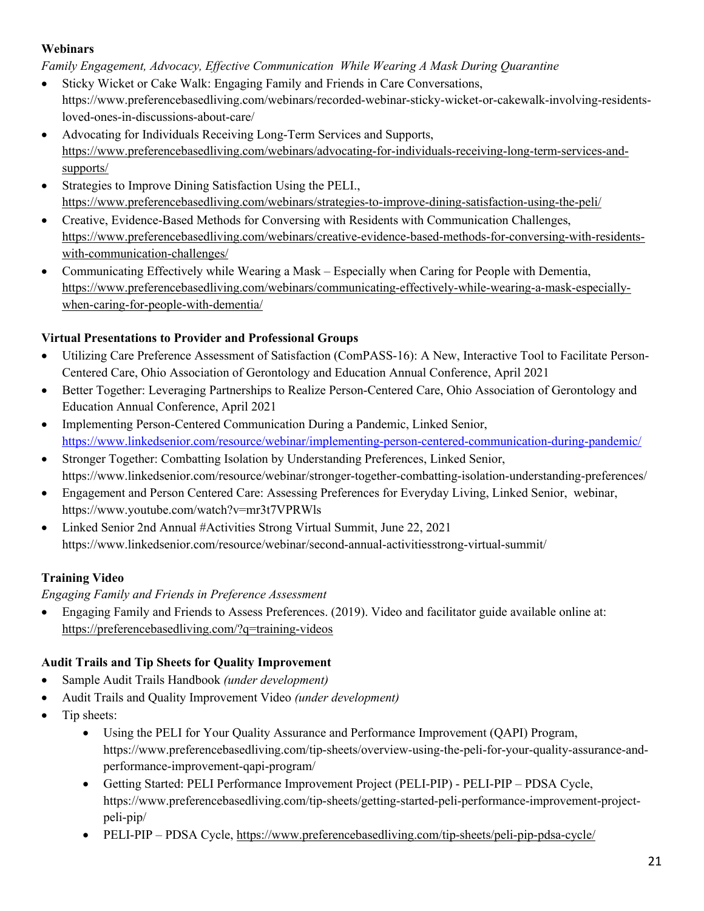**Webinars**

*Family Engagement, Advocacy, Effective Communication While Wearing A Mask During Quarantine*

- Sticky Wicket or Cake Walk: Engaging Family and Friends in Care Conversations, https://www.preferencebasedliving.com/webinars/recorded-webinar-sticky-wicket-or-cakewalk-involving-residents-loved-ones-in-discussions-about-care/
- Advocating for Individuals Receiving Long-Term Services and Supports, https://www.preferencebasedliving.com/webinars/advocating-for-individuals-receiving-long-term-services-and-supports/
- Strategies to Improve Dining Satisfaction Using the PELI., https://www.preferencebasedliving.com/webinars/strategies-to-improve-dining-satisfaction-using-the-peli/
- Creative, Evidence-Based Methods for Conversing with Residents with Communication Challenges, https://www.preferencebasedliving.com/webinars/creative-evidence-based-methods-for-conversing-with-residents-with-communication-challenges/
- Communicating Effectively while Wearing a Mask – Especially when Caring for People with Dementia, https://www.preferencebasedliving.com/webinars/communicating-effectively-while-wearing-a-mask-especially-when-caring-for-people-with-dementia/

**Virtual Presentations to Provider and Professional Groups**

- Utilizing Care Preference Assessment of Satisfaction (ComPASS-16): A New, Interactive Tool to Facilitate Person-Centered Care, Ohio Association of Gerontology and Education Annual Conference, April 2021
- Better Together: Leveraging Partnerships to Realize Person-Centered Care, Ohio Association of Gerontology and Education Annual Conference, April 2021
- Implementing Person-Centered Communication During a Pandemic, Linked Senior, https://www.linkedsenior.com/resource/webinar/implementing-person-centered-communication-during-pandemic/
- Stronger Together: Combatting Isolation by Understanding Preferences, Linked Senior, https://www.linkedsenior.com/resource/webinar/stronger-together-combatting-isolation-understanding-preferences/
- Engagement and Person Centered Care: Assessing Preferences for Everyday Living, Linked Senior, webinar, https://www.youtube.com/watch?v=mr3t7VPRWls
- Linked Senior 2nd Annual #Activities Strong Virtual Summit, June 22, 2021 https://www.linkedsenior.com/resource/webinar/second-annual-activitiesstrong-virtual-summit/

**Training Video**

*Engaging Family and Friends in Preference Assessment*

- Engaging Family and Friends to Assess Preferences. (2019). Video and facilitator guide available online at: https://preferencebasedliving.com/?q=training-videos

**Audit Trails and Tip Sheets for Quality Improvement**

- Sample Audit Trails Handbook *(under development)*
- Audit Trails and Quality Improvement Video *(under development)*
- Tip sheets:
  - Using the PELI for Your Quality Assurance and Performance Improvement (QAPI) Program, https://www.preferencebasedliving.com/tip-sheets/overview-using-the-peli-for-your-quality-assurance-and-performance-improvement-qapi-program/
  - Getting Started: PELI Performance Improvement Project (PELI-PIP) - PELI-PIP – PDSA Cycle, https://www.preferencebasedliving.com/tip-sheets/getting-started-peli-performance-improvement-project-peli-pip/
  - PELI-PIP – PDSA Cycle, https://www.preferencebasedliving.com/tip-sheets/peli-pip-pdsa-cycle/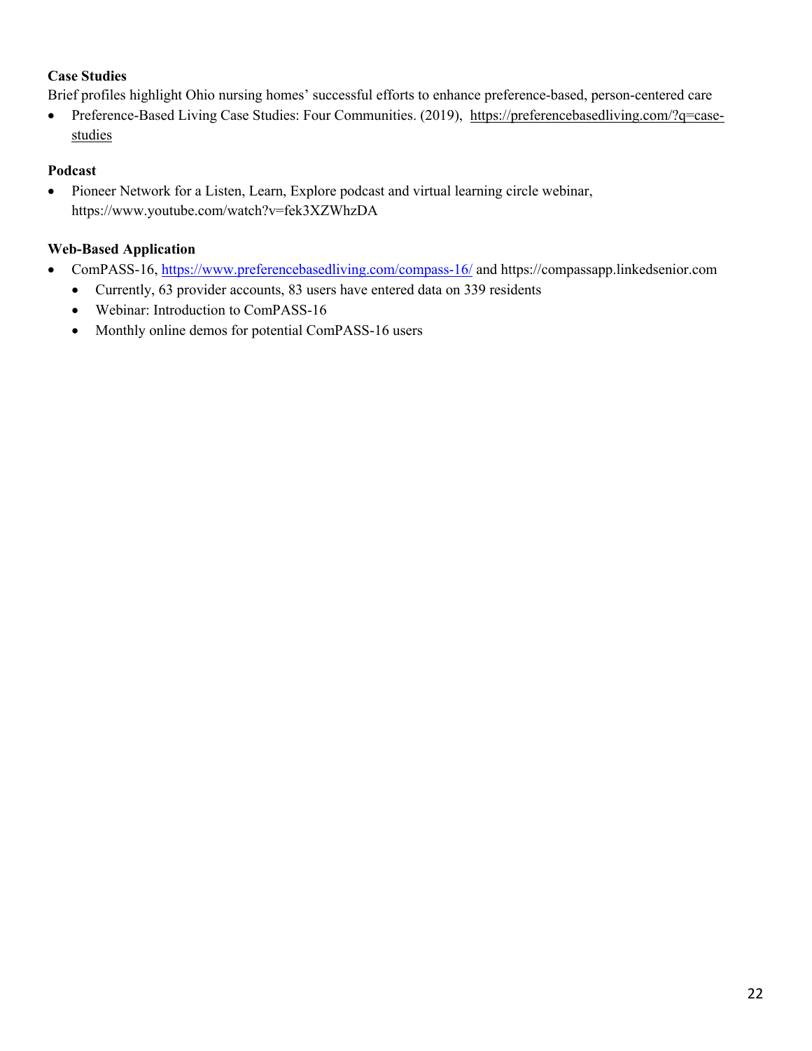**Case Studies**

Brief profiles highlight Ohio nursing homes' successful efforts to enhance preference-based, person-centered care

- Preference-Based Living Case Studies: Four Communities. (2019), https://preferencebasedliving.com/?q=case-studies

**Podcast**

- Pioneer Network for a Listen, Learn, Explore podcast and virtual learning circle webinar, https://www.youtube.com/watch?v=fek3XZWhzDA

**Web-Based Application**

- ComPASS-16, https://www.preferencebasedliving.com/compass-16/ and https://compassapp.linkedsenior.com
  - Currently, 63 provider accounts, 83 users have entered data on 339 residents
  - Webinar: Introduction to ComPASS-16
  - Monthly online demos for potential ComPASS-16 users